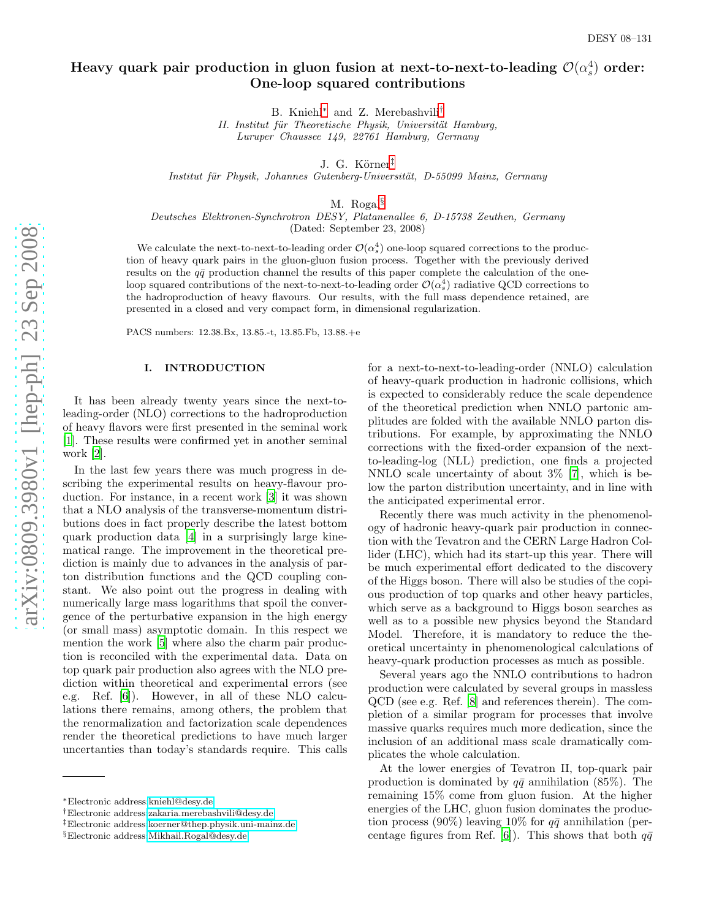DESY 08–131

# Heavy quark pair production in gluon fusion at next-to-next-to-leading $\mathcal{O}(\alpha_s^4)$ order: One-loop squared contributions

B. Kniehl[*] and Z. Merebashvili[†]

*II. Institut für Theoretische Physik, Universität Hamburg, Luruper Chaussee 149, 22761 Hamburg, Germany*

J. G. Körner[‡]

*Institut für Physik, Johannes Gutenberg-Universität, D-55099 Mainz, Germany*

M. Rogal[§]

*Deutsches Elektronen-Synchrotron DESY, Platanenallee 6, D-15738 Zeuthen, Germany*

(Dated: September 23, 2008)

We calculate the next-to-next-to-leading order $\mathcal{O}(\alpha_s^4)$ one-loop squared corrections to the production of heavy quark pairs in the gluon-gluon fusion process. Together with the previously derived results on the $q\bar{q}$ production channel the results of this paper complete the calculation of the one-loop squared contributions of the next-to-next-to-leading order $\mathcal{O}(\alpha_s^4)$ radiative QCD corrections to the hadroproduction of heavy flavours. Our results, with the full mass dependence retained, are presented in a closed and very compact form, in dimensional regularization.

PACS numbers: 12.38.Bx, 13.85.-t, 13.85.Fb, 13.88.+e

## I. INTRODUCTION

It has been already twenty years since the next-to-leading-order (NLO) corrections to the hadroproduction of heavy flavors were first presented in the seminal work [1]. These results were confirmed yet in another seminal work [2].

In the last few years there was much progress in describing the experimental results on heavy-flavour production. For instance, in a recent work [3] it was shown that a NLO analysis of the transverse-momentum distributions does in fact properly describe the latest bottom quark production data [4] in a surprisingly large kinematical range. The improvement in the theoretical prediction is mainly due to advances in the analysis of parton distribution functions and the QCD coupling constant. We also point out the progress in dealing with numerically large mass logarithms that spoil the convergence of the perturbative expansion in the high energy (or small mass) asymptotic domain. In this respect we mention the work [5] where also the charm pair production is reconciled with the experimental data. Data on top quark pair production also agrees with the NLO prediction within theoretical and experimental errors (see e.g. Ref. [6]). However, in all of these NLO calculations there remains, among others, the problem that the renormalization and factorization scale dependences render the theoretical predictions to have much larger uncertainties than today's standards require. This calls for a next-to-next-to-leading-order (NNLO) calculation of heavy-quark production in hadronic collisions, which is expected to considerably reduce the scale dependence of the theoretical prediction when NNLO partonic amplitudes are folded with the available NNLO parton distributions. For example, by approximating the NNLO corrections with the fixed-order expansion of the next-to-leading-log (NLL) prediction, one finds a projected NNLO scale uncertainty of about 3% [7], which is below the parton distribution uncertainty, and in line with the anticipated experimental error.

Recently there was much activity in the phenomenology of hadronic heavy-quark pair production in connection with the Tevatron and the CERN Large Hadron Collider (LHC), which had its start-up this year. There will be much experimental effort dedicated to the discovery of the Higgs boson. There will also be studies of the copious production of top quarks and other heavy particles, which serve as a background to Higgs boson searches as well as to a possible new physics beyond the Standard Model. Therefore, it is mandatory to reduce the theoretical uncertainty in phenomenological calculations of heavy-quark production processes as much as possible.

Several years ago the NNLO contributions to hadron production were calculated by several groups in massless QCD (see e.g. Ref. [8] and references therein). The completion of a similar program for processes that involve massive quarks requires much more dedication, since the inclusion of an additional mass scale dramatically complicates the whole calculation.

At the lower energies of Tevatron II, top-quark pair production is dominated by $q\bar{q}$ annihilation (85%). The remaining 15% come from gluon fusion. At the higher energies of the LHC, gluon fusion dominates the production process (90%) leaving 10% for $q\bar{q}$ annihilation (percentage figures from Ref. [6]). This shows that both $q\bar{q}$

---

[*] Electronic address: kniehl@desy.de
[†] Electronic address: zakaria.merebashvili@desy.de
[‡] Electronic address: koerner@thep.physik.uni-mainz.de
[§] Electronic address: Mikhail.Rogal@desy.de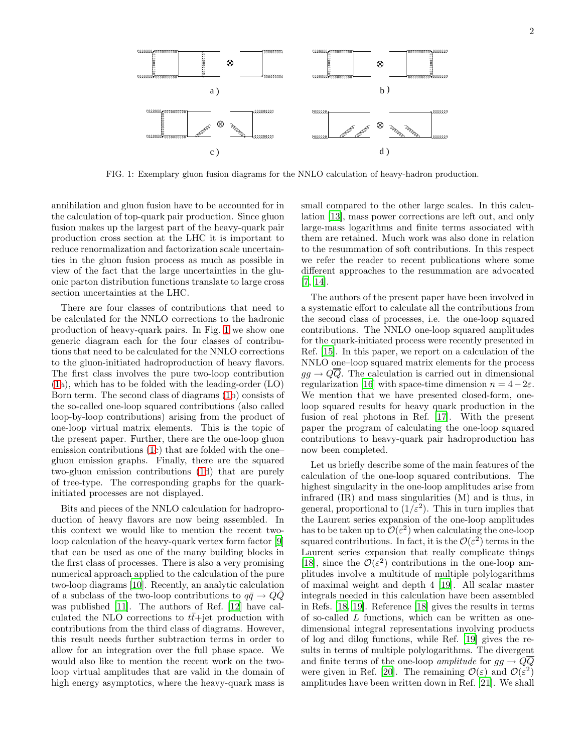FIG. 1: Exemplary gluon fusion diagrams for the NNLO calculation of heavy-hadron production.

annihilation and gluon fusion have to be accounted for in the calculation of top-quark pair production. Since gluon fusion makes up the largest part of the heavy-quark pair production cross section at the LHC it is important to reduce renormalization and factorization scale uncertainties in the gluon fusion process as much as possible in view of the fact that the large uncertainties in the gluonic parton distribution functions translate to large cross section uncertainties at the LHC.

There are four classes of contributions that need to be calculated for the NNLO corrections to the hadronic production of heavy-quark pairs. In Fig. 1 we show one generic diagram each for the four classes of contributions that need to be calculated for the NNLO corrections to the gluon-initiated hadroproduction of heavy flavors. The first class involves the pure two-loop contribution (1a), which has to be folded with the leading-order (LO) Born term. The second class of diagrams (1b) consists of the so-called one-loop squared contributions (also called loop-by-loop contributions) arising from the product of one-loop virtual matrix elements. This is the topic of the present paper. Further, there are the one-loop gluon emission contributions (1c) that are folded with the one–gluon emission graphs. Finally, there are the squared two-gluon emission contributions (1d) that are purely of tree-type. The corresponding graphs for the quark-initiated processes are not displayed.

Bits and pieces of the NNLO calculation for hadroproduction of heavy flavors are now being assembled. In this context we would like to mention the recent two-loop calculation of the heavy-quark vertex form factor [9] that can be used as one of the many building blocks in the first class of processes. There is also a very promising numerical approach applied to the calculation of the pure two-loop diagrams [10]. Recently, an analytic calculation of a subclass of the two-loop contributions to $q\bar{q} \to Q\bar{Q}$ was published [11]. The authors of Ref. [12] have calculated the NLO corrections to $t\bar{t}$+jet production with contributions from the third class of diagrams. However, this result needs further subtraction terms in order to allow for an integration over the full phase space. We would also like to mention the recent work on the two-loop virtual amplitudes that are valid in the domain of high energy asymptotics, where the heavy-quark mass is small compared to the other large scales. In this calculation [13], mass power corrections are left out, and only large-mass logarithms and finite terms associated with them are retained. Much work was also done in relation to the resummation of soft contributions. In this respect we refer the reader to recent publications where some different approaches to the resummation are advocated [7, 14].

The authors of the present paper have been involved in a systematic effort to calculate all the contributions from the second class of processes, i.e. the one-loop squared contributions. The NNLO one-loop squared amplitudes for the quark-initiated process were recently presented in Ref. [15]. In this paper, we report on a calculation of the NNLO one–loop squared matrix elements for the process $gg \to Q\overline{Q}$. The calculation is carried out in dimensional regularization [16] with space-time dimension $n = 4-2\varepsilon$. We mention that we have presented closed-form, one-loop squared results for heavy quark production in the fusion of real photons in Ref. [17]. With the present paper the program of calculating the one-loop squared contributions to heavy-quark pair hadroproduction has now been completed.

Let us briefly describe some of the main features of the calculation of the one-loop squared contributions. The highest singularity in the one-loop amplitudes arise from infrared (IR) and mass singularities (M) and is thus, in general, proportional to $(1/\varepsilon^2)$. This in turn implies that the Laurent series expansion of the one-loop amplitudes has to be taken up to $\mathcal{O}(\varepsilon^2)$ when calculating the one-loop squared contributions. In fact, it is the $\mathcal{O}(\varepsilon^2)$ terms in the Laurent series expansion that really complicate things [18], since the $\mathcal{O}(\varepsilon^2)$ contributions in the one-loop amplitudes involve a multitude of multiple polylogarithms of maximal weight and depth 4 [19]. All scalar master integrals needed in this calculation have been assembled in Refs. [18, 19]. Reference [18] gives the results in terms of so-called $L$ functions, which can be written as one-dimensional integral representations involving products of log and dilog functions, while Ref. [19] gives the results in terms of multiple polylogarithms. The divergent and finite terms of the one-loop *amplitude* for $gg \to Q\overline{Q}$ were given in Ref. [20]. The remaining $\mathcal{O}(\varepsilon)$ and $\mathcal{O}(\varepsilon^2)$ amplitudes have been written down in Ref. [21]. We shall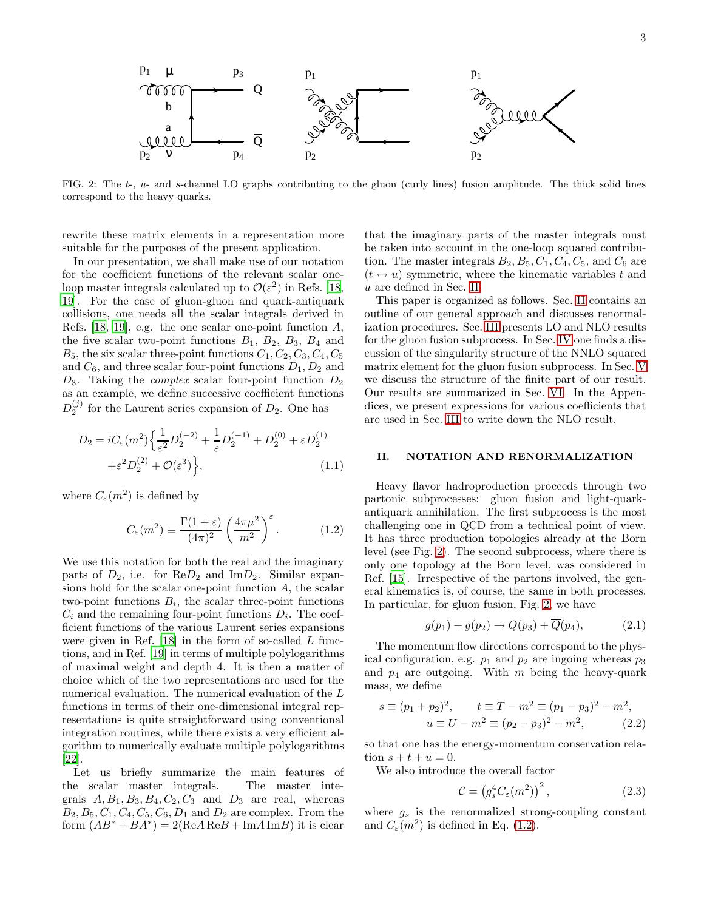FIG. 2: The $t$-, $u$- and $s$-channel LO graphs contributing to the gluon (curly lines) fusion amplitude. The thick solid lines correspond to the heavy quarks.

rewrite these matrix elements in a representation more suitable for the purposes of the present application.

In our presentation, we shall make use of our notation for the coefficient functions of the relevant scalar one-loop master integrals calculated up to $\mathcal{O}(\varepsilon^2)$ in Refs. [18, 19]. For the case of gluon-gluon and quark-antiquark collisions, one needs all the scalar integrals derived in Refs. [18, 19], e.g. the one scalar one-point function $A$, the five scalar two-point functions $B_1$, $B_2$, $B_3$, $B_4$ and $B_5$, the six scalar three-point functions $C_1, C_2, C_3, C_4, C_5$ and $C_6$, and three scalar four-point functions $D_1, D_2$ and $D_3$. Taking the *complex* scalar four-point function $D_2$ as an example, we define successive coefficient functions $D_2^{(j)}$ for the Laurent series expansion of $D_2$. One has

$$D_2 = iC_\varepsilon(m^2)\Big\{\frac{1}{\varepsilon^2}D_2^{(-2)} + \frac{1}{\varepsilon}D_2^{(-1)} + D_2^{(0)} + \varepsilon D_2^{(1)} + \varepsilon^2 D_2^{(2)} + \mathcal{O}(\varepsilon^3)\Big\}, \tag{1.1}$$

where $C_\varepsilon(m^2)$ is defined by

$$C_\varepsilon(m^2) \equiv \frac{\Gamma(1+\varepsilon)}{(4\pi)^2}\left(\frac{4\pi\mu^2}{m^2}\right)^\varepsilon. \tag{1.2}$$

We use this notation for both the real and the imaginary parts of $D_2$, i.e. for $\mathrm{Re}D_2$ and $\mathrm{Im}D_2$. Similar expansions hold for the scalar one-point function $A$, the scalar two-point functions $B_i$, the scalar three-point functions $C_i$ and the remaining four-point functions $D_i$. The coefficient functions of the various Laurent series expansions were given in Ref. [18] in the form of so-called $L$ functions, and in Ref. [19] in terms of multiple polylogarithms of maximal weight and depth 4. It is then a matter of choice which of the two representations are used for the numerical evaluation. The numerical evaluation of the $L$ functions in terms of their one-dimensional integral representations is quite straightforward using conventional integration routines, while there exists a very efficient algorithm to numerically evaluate multiple polylogarithms [22].

Let us briefly summarize the main features of the scalar master integrals. The master integrals $A, B_1, B_3, B_4, C_2, C_3$ and $D_3$ are real, whereas $B_2, B_5, C_1, C_4, C_5, C_6, D_1$ and $D_2$ are complex. From the form $(AB^* + BA^*) = 2(\mathrm{Re}A\,\mathrm{Re}B + \mathrm{Im}A\,\mathrm{Im}B)$ it is clear that the imaginary parts of the master integrals must be taken into account in the one-loop squared contribution. The master integrals $B_2, B_5, C_1, C_4, C_5$, and $C_6$ are $(t \leftrightarrow u)$ symmetric, where the kinematic variables $t$ and $u$ are defined in Sec. II.

This paper is organized as follows. Sec. II contains an outline of our general approach and discusses renormalization procedures. Sec. III presents LO and NLO results for the gluon fusion subprocess. In Sec. IV one finds a discussion of the singularity structure of the NNLO squared matrix element for the gluon fusion subprocess. In Sec. V we discuss the structure of the finite part of our result. Our results are summarized in Sec. VI. In the Appendices, we present expressions for various coefficients that are used in Sec. III to write down the NLO result.

## II. NOTATION AND RENORMALIZATION

Heavy flavor hadroproduction proceeds through two partonic subprocesses: gluon fusion and light-quark-antiquark annihilation. The first subprocess is the most challenging one in QCD from a technical point of view. It has three production topologies already at the Born level (see Fig. 2). The second subprocess, where there is only one topology at the Born level, was considered in Ref. [15]. Irrespective of the partons involved, the general kinematics is, of course, the same in both processes. In particular, for gluon fusion, Fig. 2, we have

$$g(p_1) + g(p_2) \to Q(p_3) + \overline{Q}(p_4), \tag{2.1}$$

The momentum flow directions correspond to the physical configuration, e.g. $p_1$ and $p_2$ are ingoing whereas $p_3$ and $p_4$ are outgoing. With $m$ being the heavy-quark mass, we define

$$s \equiv (p_1+p_2)^2, \qquad t \equiv T - m^2 \equiv (p_1-p_3)^2 - m^2, \qquad u \equiv U - m^2 \equiv (p_2-p_3)^2 - m^2, \tag{2.2}$$

so that one has the energy-momentum conservation relation $s + t + u = 0$.

We also introduce the overall factor

$$\mathcal{C} = \left(g_s^4 C_\varepsilon(m^2)\right)^2, \tag{2.3}$$

where $g_s$ is the renormalized strong-coupling constant and $C_\varepsilon(m^2)$ is defined in Eq. (1.2).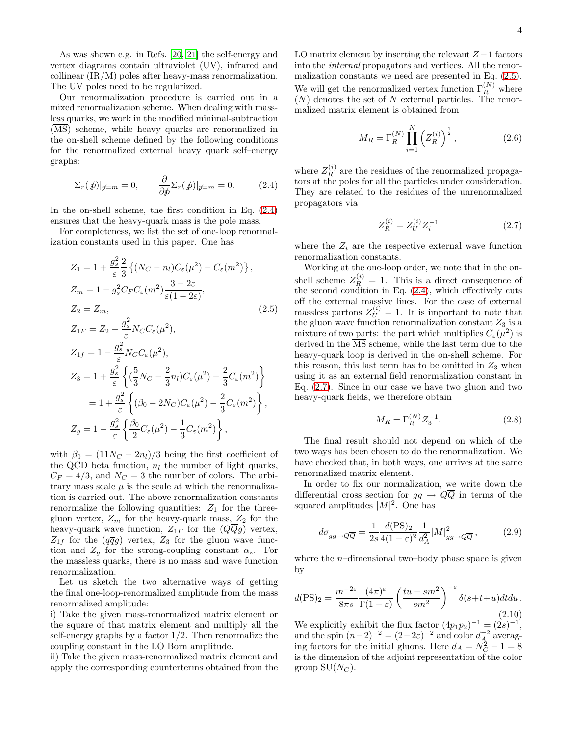As was shown e.g. in Refs. [20, 21] the self-energy and vertex diagrams contain ultraviolet (UV), infrared and collinear (IR/M) poles after heavy-mass renormalization. The UV poles need to be regularized.

Our renormalization procedure is carried out in a mixed renormalization scheme. When dealing with massless quarks, we work in the modified minimal-subtraction ($\overline{\rm MS}$) scheme, while heavy quarks are renormalized in the on-shell scheme defined by the following conditions for the renormalized external heavy quark self–energy graphs:

$$\Sigma_r(\not p)|_{\not p=m} = 0, \qquad \frac{\partial}{\partial \not p}\Sigma_r(\not p)|_{\not p=m} = 0. \tag{2.4}$$

In the on-shell scheme, the first condition in Eq. (2.4) ensures that the heavy-quark mass is the pole mass.

For completeness, we list the set of one-loop renormalization constants used in this paper. One has

$$\begin{aligned}
Z_1 &= 1 + \frac{g_s^2}{\varepsilon}\frac{2}{3}\left\{(N_C - n_l)C_\varepsilon(\mu^2) - C_\varepsilon(m^2)\right\},\\
Z_m &= 1 - g_s^2 C_F C_\varepsilon(m^2)\frac{3-2\varepsilon}{\varepsilon(1-2\varepsilon)},\\
Z_2 &= Z_m,\\
Z_{1F} &= Z_2 - \frac{g_s^2}{\varepsilon}N_C C_\varepsilon(\mu^2),\\
Z_{1f} &= 1 - \frac{g_s^2}{\varepsilon}N_C C_\varepsilon(\mu^2),\\
Z_3 &= 1 + \frac{g_s^2}{\varepsilon}\left\{(\frac{5}{3}N_C - \frac{2}{3}n_l)C_\varepsilon(\mu^2) - \frac{2}{3}C_\varepsilon(m^2)\right\}\\
&= 1 + \frac{g_s^2}{\varepsilon}\left\{(\beta_0 - 2N_C)C_\varepsilon(\mu^2) - \frac{2}{3}C_\varepsilon(m^2)\right\},\\
Z_g &= 1 - \frac{g_s^2}{\varepsilon}\left\{\frac{\beta_0}{2}C_\varepsilon(\mu^2) - \frac{1}{3}C_\varepsilon(m^2)\right\},
\end{aligned} \tag{2.5}$$

with $\beta_0 = (11N_C - 2n_l)/3$ being the first coefficient of the QCD beta function, $n_l$ the number of light quarks, $C_F = 4/3$, and $N_C = 3$ the number of colors. The arbitrary mass scale $\mu$ is the scale at which the renormalization is carried out. The above renormalization constants renormalize the following quantities: $Z_1$ for the three-gluon vertex, $Z_m$ for the heavy-quark mass, $Z_2$ for the heavy-quark wave function, $Z_{1F}$ for the $(Q\overline{Q}g)$ vertex, $Z_{1f}$ for the $(q\overline{q}g)$ vertex, $Z_3$ for the gluon wave function and $Z_g$ for the strong-coupling constant $\alpha_s$. For the massless quarks, there is no mass and wave function renormalization.

Let us sketch the two alternative ways of getting the final one-loop-renormalized amplitude from the mass renormalized amplitude:

i) Take the given mass-renormalized matrix element or the square of that matrix element and multiply all the self-energy graphs by a factor 1/2. Then renormalize the coupling constant in the LO Born amplitude.

ii) Take the given mass-renormalized matrix element and apply the corresponding counterterms obtained from the LO matrix element by inserting the relevant $Z-1$ factors into the *internal* propagators and vertices. All the renormalization constants we need are presented in Eq. (2.5). We will get the renormalized vertex function $\Gamma_R^{(N)}$ where $(N)$ denotes the set of $N$ external particles. The renormalized matrix element is obtained from

$$M_R = \Gamma_R^{(N)}\prod_{i=1}^{N}\left(Z_R^{(i)}\right)^{\frac{1}{2}}, \tag{2.6}$$

where $Z_R^{(i)}$ are the residues of the renormalized propagators at the poles for all the particles under consideration. They are related to the residues of the unrenormalized propagators via

$$Z_R^{(i)} = Z_U^{(i)} Z_i^{-1} \tag{2.7}$$

where the $Z_i$ are the respective external wave function renormalization constants.

Working at the one-loop order, we note that in the on-shell scheme $Z_R^{(i)} = 1$. This is a direct consequence of the second condition in Eq. (2.4), which effectively cuts off the external massive lines. For the case of external massless partons $Z_U^{(i)} = 1$. It is important to note that the gluon wave function renormalization constant $Z_3$ is a mixture of two parts: the part which multiplies $C_\varepsilon(\mu^2)$ is derived in the $\overline{\rm MS}$ scheme, while the last term due to the heavy-quark loop is derived in the on-shell scheme. For this reason, this last term has to be omitted in $Z_3$ when using it as an external field renormalization constant in Eq. (2.7). Since in our case we have two gluon and two heavy-quark fields, we therefore obtain

$$M_R = \Gamma_R^{(N)} Z_3^{-1}. \tag{2.8}$$

The final result should not depend on which of the two ways has been chosen to do the renormalization. We have checked that, in both ways, one arrives at the same renormalized matrix element.

In order to fix our normalization, we write down the differential cross section for $gg \to Q\overline{Q}$ in terms of the squared amplitudes $|M|^2$. One has

$$d\sigma_{gg\to Q\overline{Q}} = \frac{1}{2s}\frac{d({\rm PS})_2}{4(1-\varepsilon)^2}\frac{1}{d_A^2}|M|^2_{gg\to Q\overline{Q}}\,, \tag{2.9}$$

where the $n$–dimensional two–body phase space is given by

$$d({\rm PS})_2 = \frac{m^{-2\varepsilon}}{8\pi s}\frac{(4\pi)^\varepsilon}{\Gamma(1-\varepsilon)}\left(\frac{tu - sm^2}{sm^2}\right)^{-\varepsilon}\delta(s+t+u)dtdu\,. \tag{2.10}$$

We explicitly exhibit the flux factor $(4p_1p_2)^{-1} = (2s)^{-1}$, and the spin $(n-2)^{-2} = (2-2\varepsilon)^{-2}$ and color $d_A^{-2}$ averaging factors for the initial gluons. Here $d_A = N_C^2 - 1 = 8$ is the dimension of the adjoint representation of the color group SU$(N_C)$.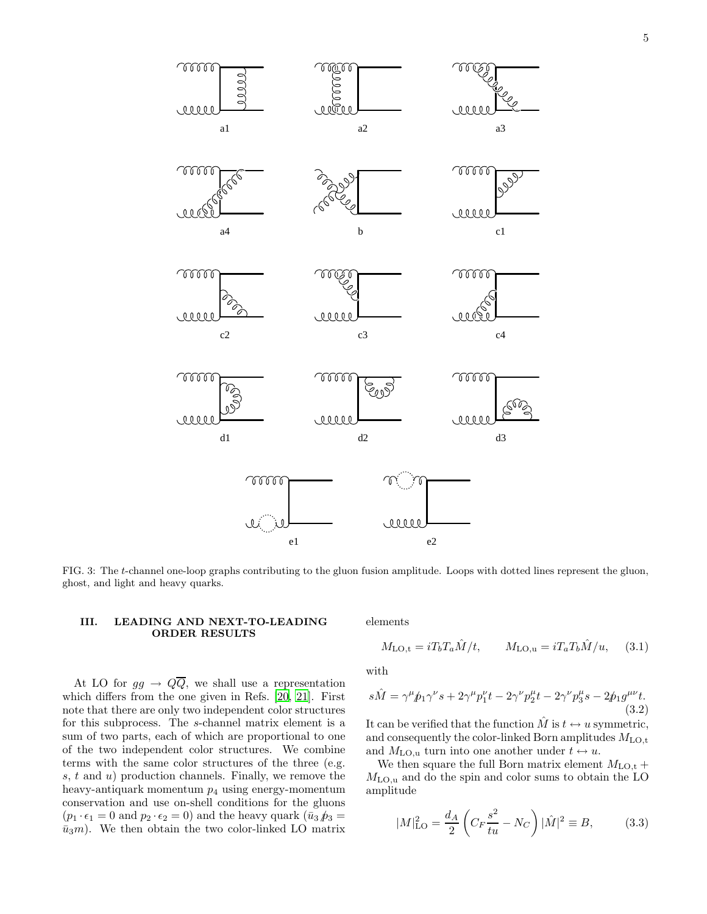a1 a2 a3

a4 b c1

c2 c3 c4

d1 d2 d3

e1 e2

FIG. 3: The $t$-channel one-loop graphs contributing to the gluon fusion amplitude. Loops with dotted lines represent the gluon, ghost, and light and heavy quarks.

## III. LEADING AND NEXT-TO-LEADING ORDER RESULTS

At LO for $gg \to Q\overline{Q}$, we shall use a representation which differs from the one given in Refs. [20, 21]. First note that there are only two independent color structures for this subprocess. The $s$-channel matrix element is a sum of two parts, each of which are proportional to one of the two independent color structures. We combine terms with the same color structures of the three (e.g. $s$, $t$ and $u$) production channels. Finally, we remove the heavy-antiquark momentum $p_4$ using energy-momentum conservation and use on-shell conditions for the gluons ($p_1 \cdot \epsilon_1 = 0$ and $p_2 \cdot \epsilon_2 = 0$) and the heavy quark ($\bar{u}_3 \not{p}_3 = \bar{u}_3 m$). We then obtain the two color-linked LO matrix elements

$$M_{\rm LO,t} = iT_b T_a \hat{M}/t, \qquad M_{\rm LO,u} = iT_a T_b \hat{M}/u, \tag{3.1}$$

with

$$s\hat{M} = \gamma^\mu \not{p}_1 \gamma^\nu s + 2\gamma^\mu p_1^\nu t - 2\gamma^\nu p_2^\mu t - 2\gamma^\nu p_3^\mu s - 2\not{p}_1 g^{\mu\nu} t. \tag{3.2}$$

It can be verified that the function $\hat{M}$ is $t \leftrightarrow u$ symmetric, and consequently the color-linked Born amplitudes $M_{\rm LO,t}$ and $M_{\rm LO,u}$ turn into one another under $t \leftrightarrow u$.

We then square the full Born matrix element $M_{\rm LO,t} + M_{\rm LO,u}$ and do the spin and color sums to obtain the LO amplitude

$$|M|^2_{\rm LO} = \frac{d_A}{2}\left(C_F \frac{s^2}{tu} - N_C\right)|\hat{M}|^2 \equiv B, \tag{3.3}$$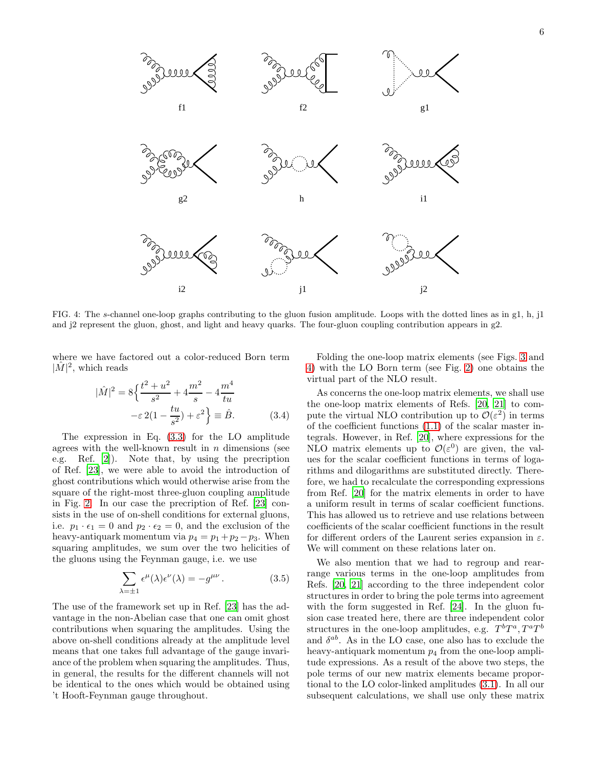f1 f2 g1

g2 h i1

i2 j1 j2

FIG. 4: The $s$-channel one-loop graphs contributing to the gluon fusion amplitude. Loops with the dotted lines as in g1, h, j1 and j2 represent the gluon, ghost, and light and heavy quarks. The four-gluon coupling contribution appears in g2.

where we have factored out a color-reduced Born term $|\hat{M}|^2$, which reads

$$|\hat{M}|^2 = 8\Big\{\frac{t^2+u^2}{s^2} + 4\frac{m^2}{s} - 4\frac{m^4}{tu} \\ -\varepsilon\, 2(1-\frac{tu}{s^2}) + \varepsilon^2\Big\} \equiv \hat{B}. \qquad (3.4)$$

The expression in Eq. (3.3) for the LO amplitude agrees with the well-known result in $n$ dimensions (see e.g. Ref. [2]). Note that, by using the precription of Ref. [23], we were able to avoid the introduction of ghost contributions which would otherwise arise from the square of the right-most three-gluon coupling amplitude in Fig. 2. In our case the precription of Ref. [23] consists in the use of on-shell conditions for external gluons, i.e. $p_1 \cdot \epsilon_1 = 0$ and $p_2 \cdot \epsilon_2 = 0$, and the exclusion of the heavy-antiquark momentum via $p_4 = p_1+p_2-p_3$. When squaring amplitudes, we sum over the two helicities of the gluons using the Feynman gauge, i.e. we use

$$\sum_{\lambda=\pm 1} \epsilon^\mu(\lambda)\epsilon^\nu(\lambda) = -g^{\mu\nu}\,. \qquad (3.5)$$

The use of the framework set up in Ref. [23] has the advantage in the non-Abelian case that one can omit ghost contributions when squaring the amplitudes. Using the above on-shell conditions already at the amplitude level means that one takes full advantage of the gauge invariance of the problem when squaring the amplitudes. Thus, in general, the results for the different channels will not be identical to the ones which would be obtained using 't Hooft-Feynman gauge throughout.

Folding the one-loop matrix elements (see Figs. 3 and 4) with the LO Born term (see Fig. 2) one obtains the virtual part of the NLO result.

As concerns the one-loop matrix elements, we shall use the one-loop matrix elements of Refs. [20, 21] to compute the virtual NLO contribution up to $\mathcal{O}(\varepsilon^2)$ in terms of the coefficient functions (1.1) of the scalar master integrals. However, in Ref. [20], where expressions for the NLO matrix elements up to $\mathcal{O}(\varepsilon^0)$ are given, the values for the scalar coefficient functions in terms of logarithms and dilogarithms are substituted directly. Therefore, we had to recalculate the corresponding expressions from Ref. [20] for the matrix elements in order to have a uniform result in terms of scalar coefficient functions. This has allowed us to retrieve and use relations between coefficients of the scalar coefficient functions in the result for different orders of the Laurent series expansion in $\varepsilon$. We will comment on these relations later on.

We also mention that we had to regroup and rearrange various terms in the one-loop amplitudes from Refs. [20, 21] according to the three independent color structures in order to bring the pole terms into agreement with the form suggested in Ref. [24]. In the gluon fusion case treated here, there are three independent color structures in the one-loop amplitudes, e.g. $T^bT^a, T^aT^b$ and $\delta^{ab}$. As in the LO case, one also has to exclude the heavy-antiquark momentum $p_4$ from the one-loop amplitude expressions. As a result of the above two steps, the pole terms of our new matrix elements became proportional to the LO color-linked amplitudes (3.1). In all our subsequent calculations, we shall use only these matrix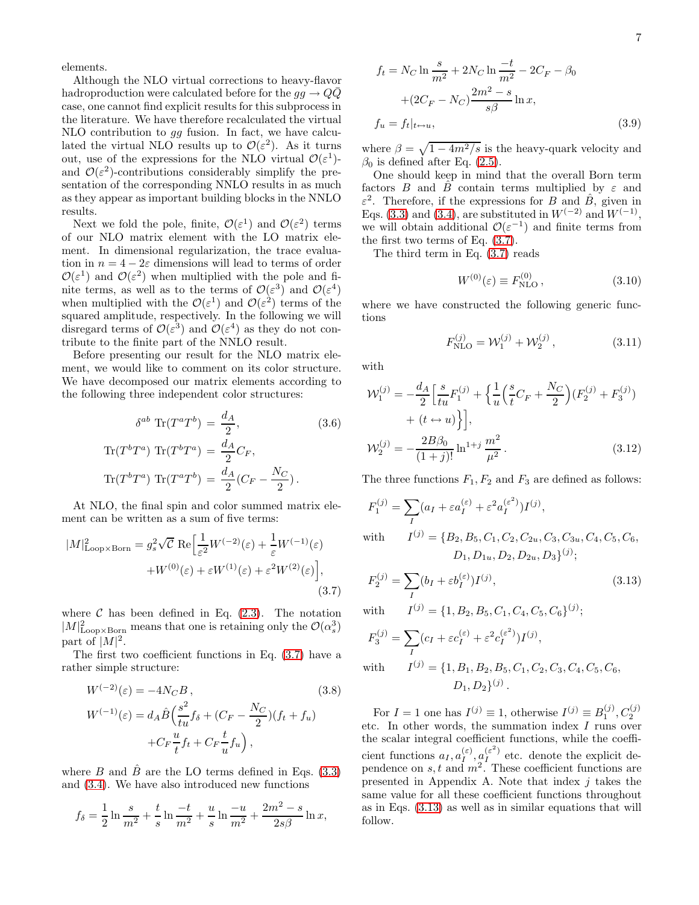elements.

Although the NLO virtual corrections to heavy-flavor hadroproduction were calculated before for the $gg \to Q\bar{Q}$ case, one cannot find explicit results for this subprocess in the literature. We have therefore recalculated the virtual NLO contribution to $gg$ fusion. In fact, we have calculated the virtual NLO results up to $\mathcal{O}(\varepsilon^2)$. As it turns out, use of the expressions for the NLO virtual $\mathcal{O}(\varepsilon^1)$- and $\mathcal{O}(\varepsilon^2)$-contributions considerably simplify the presentation of the corresponding NNLO results in as much as they appear as important building blocks in the NNLO results.

Next we fold the pole, finite, $\mathcal{O}(\varepsilon^1)$ and $\mathcal{O}(\varepsilon^2)$ terms of our NLO matrix element with the LO matrix element. In dimensional regularization, the trace evaluation in $n = 4 - 2\varepsilon$ dimensions will lead to terms of order $\mathcal{O}(\varepsilon^1)$ and $\mathcal{O}(\varepsilon^2)$ when multiplied with the pole and finite terms, as well as to the terms of $\mathcal{O}(\varepsilon^3)$ and $\mathcal{O}(\varepsilon^4)$ when multiplied with the $\mathcal{O}(\varepsilon^1)$ and $\mathcal{O}(\varepsilon^2)$ terms of the squared amplitude, respectively. In the following we will disregard terms of $\mathcal{O}(\varepsilon^3)$ and $\mathcal{O}(\varepsilon^4)$ as they do not contribute to the finite part of the NNLO result.

Before presenting our result for the NLO matrix element, we would like to comment on its color structure. We have decomposed our matrix elements according to the following three independent color structures:

$$
\begin{aligned}
\delta^{ab}\ \mathrm{Tr}(T^a T^b) &= \frac{d_A}{2}, \qquad\qquad (3.6)\\
\mathrm{Tr}(T^b T^a)\ \mathrm{Tr}(T^b T^a) &= \frac{d_A}{2} C_F,\\
\mathrm{Tr}(T^b T^a)\ \mathrm{Tr}(T^a T^b) &= \frac{d_A}{2}\big(C_F - \frac{N_C}{2}\big).
\end{aligned}
$$

At NLO, the final spin and color summed matrix element can be written as a sum of five terms:

$$
|M|^2_{\rm Loop\times Born} = g_s^2 \sqrt{\mathcal{C}}\ \mathrm{Re}\Big[\frac{1}{\varepsilon^2}W^{(-2)}(\varepsilon) + \frac{1}{\varepsilon}W^{(-1)}(\varepsilon) + W^{(0)}(\varepsilon) + \varepsilon W^{(1)}(\varepsilon) + \varepsilon^2 W^{(2)}(\varepsilon)\Big], \qquad (3.7)
$$

where $\mathcal{C}$ has been defined in Eq. (2.3). The notation $|M|^2_{\rm Loop\times Born}$ means that one is retaining only the $\mathcal{O}(\alpha_s^3)$ part of $|M|^2$.

The first two coefficient functions in Eq. (3.7) have a rather simple structure:

$$
\begin{aligned}
W^{(-2)}(\varepsilon) &= -4N_C B, \qquad\qquad (3.8)\\
W^{(-1)}(\varepsilon) &= d_A \hat{B}\Big(\frac{s^2}{tu}f_\delta + (C_F - \frac{N_C}{2})(f_t + f_u) + C_F\frac{u}{t}f_t + C_F\frac{t}{u}f_u\Big),
\end{aligned}
$$

where $B$ and $\hat{B}$ are the LO terms defined in Eqs. (3.3) and (3.4). We have also introduced new functions

$$
\begin{aligned}
f_\delta &= \frac{1}{2}\ln\frac{s}{m^2} + \frac{t}{s}\ln\frac{-t}{m^2} + \frac{u}{s}\ln\frac{-u}{m^2} + \frac{2m^2 - s}{2s\beta}\ln x,\\
f_t &= N_C \ln\frac{s}{m^2} + 2N_C\ln\frac{-t}{m^2} - 2C_F - \beta_0 + (2C_F - N_C)\frac{2m^2 - s}{s\beta}\ln x,\\
f_u &= f_t|_{t\leftrightarrow u}, \qquad\qquad (3.9)
\end{aligned}
$$

where $\beta = \sqrt{1 - 4m^2/s}$ is the heavy-quark velocity and $\beta_0$ is defined after Eq. (2.5).

One should keep in mind that the overall Born term factors $B$ and $\hat{B}$ contain terms multiplied by $\varepsilon$ and $\varepsilon^2$. Therefore, if the expressions for $B$ and $\hat{B}$, given in Eqs. (3.3) and (3.4), are substituted in $W^{(-2)}$ and $W^{(-1)}$, we will obtain additional $\mathcal{O}(\varepsilon^{-1})$ and finite terms from the first two terms of Eq. (3.7).

The third term in Eq. (3.7) reads

$$
W^{(0)}(\varepsilon) \equiv F^{(0)}_{\rm NLO}, \qquad (3.10)
$$

where we have constructed the following generic functions

$$
F^{(j)}_{\rm NLO} = \mathcal{W}^{(j)}_1 + \mathcal{W}^{(j)}_2, \qquad (3.11)
$$

with

$$
\begin{aligned}
\mathcal{W}^{(j)}_1 &= -\frac{d_A}{2}\Big[\frac{s}{tu}F^{(j)}_1 + \Big\{\frac{1}{u}\Big(\frac{s}{t}C_F + \frac{N_C}{2}\Big)(F^{(j)}_2 + F^{(j)}_3) + (t\leftrightarrow u)\Big\}\Big],\\
\mathcal{W}^{(j)}_2 &= -\frac{2B\beta_0}{(1+j)!}\ln^{1+j}\frac{m^2}{\mu^2}. \qquad\qquad (3.12)
\end{aligned}
$$

The three functions $F_1, F_2$ and $F_3$ are defined as follows:

$$
\begin{aligned}
F^{(j)}_1 &= \sum_I (a_I + \varepsilon a^{(\varepsilon)}_I + \varepsilon^2 a^{(\varepsilon^2)}_I) I^{(j)},\\
&\text{with}\quad I^{(j)} = \{B_2, B_5, C_1, C_2, C_{2u}, C_3, C_{3u}, C_4, C_5, C_6, D_1, D_{1u}, D_2, D_{2u}, D_3\}^{(j)};\\
F^{(j)}_2 &= \sum_I (b_I + \varepsilon b^{(\varepsilon)}_I) I^{(j)}, \qquad\qquad (3.13)\\
&\text{with}\quad I^{(j)} = \{1, B_2, B_5, C_1, C_4, C_5, C_6\}^{(j)};\\
F^{(j)}_3 &= \sum_I (c_I + \varepsilon c^{(\varepsilon)}_I + \varepsilon^2 c^{(\varepsilon^2)}_I) I^{(j)},\\
&\text{with}\quad I^{(j)} = \{1, B_1, B_2, B_5, C_1, C_2, C_3, C_4, C_5, C_6, D_1, D_2\}^{(j)}.
\end{aligned}
$$

For $I = 1$ one has $I^{(j)} \equiv 1$, otherwise $I^{(j)} \equiv B^{(j)}_1, C^{(j)}_2$ etc. In other words, the summation index $I$ runs over the scalar integral coefficient functions, while the coefficient functions $a_I, a^{(\varepsilon)}_I, a^{(\varepsilon^2)}_I$ etc. denote the explicit dependence on $s, t$ and $m^2$. These coefficient functions are presented in Appendix A. Note that index $j$ takes the same value for all these coefficient functions throughout as in Eqs. (3.13) as well as in similar equations that will follow.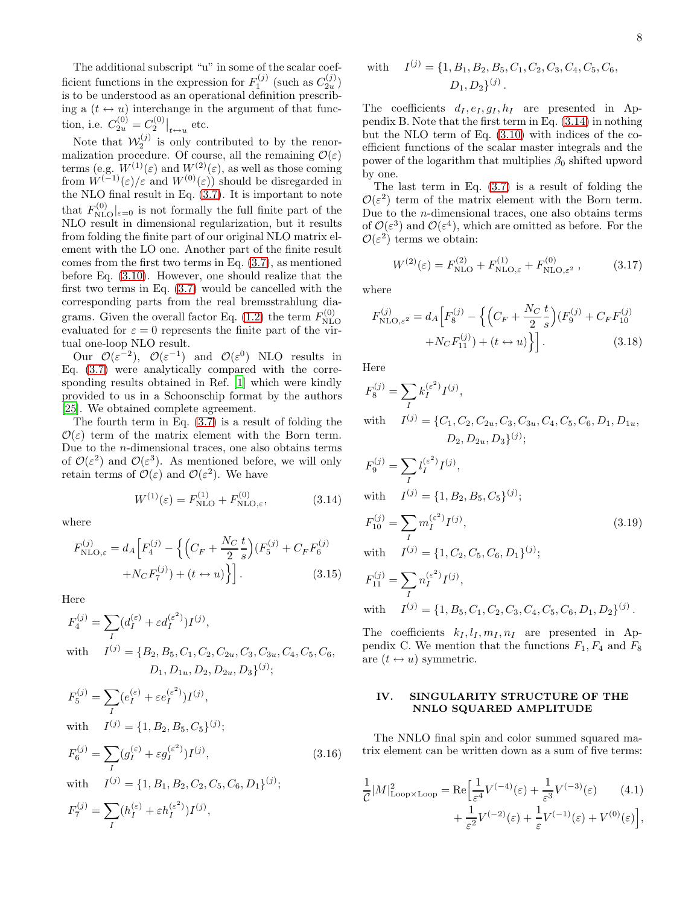The additional subscript "u" in some of the scalar coefficient functions in the expression for $F_1^{(j)}$ (such as $C_{2u}^{(j)}$) is to be understood as an operational definition prescribing a $(t \leftrightarrow u)$ interchange in the argument of that function, i.e. $C_{2u}^{(0)} = C_2^{(0)}\big|_{t\leftrightarrow u}$ etc.

Note that $\mathcal{W}_2^{(j)}$ is only contributed to by the renormalization procedure. Of course, all the remaining $\mathcal{O}(\varepsilon)$ terms (e.g. $W^{(1)}(\varepsilon)$ and $W^{(2)}(\varepsilon)$, as well as those coming from $W^{(-1)}(\varepsilon)/\varepsilon$ and $W^{(0)}(\varepsilon)$) should be disregarded in the NLO final result in Eq. (3.7). It is important to note that $F_{\rm NLO}^{(0)}|_{\varepsilon=0}$ is not formally the full finite part of the NLO result in dimensional regularization, but it results from folding the finite part of our original NLO matrix element with the LO one. Another part of the finite result comes from the first two terms in Eq. (3.7), as mentioned before Eq. (3.10). However, one should realize that the first two terms in Eq. (3.7) would be cancelled with the corresponding parts from the real bremsstrahlung diagrams. Given the overall factor Eq. (1.2) the term $F_{\rm NLO}^{(0)}$ evaluated for $\varepsilon = 0$ represents the finite part of the virtual one-loop NLO result.

Our $\mathcal{O}(\varepsilon^{-2})$, $\mathcal{O}(\varepsilon^{-1})$ and $\mathcal{O}(\varepsilon^{0})$ NLO results in Eq. (3.7) were analytically compared with the corresponding results obtained in Ref. [1] which were kindly provided to us in a Schoonschip format by the authors [25]. We obtained complete agreement.

The fourth term in Eq. (3.7) is a result of folding the $\mathcal{O}(\varepsilon)$ term of the matrix element with the Born term. Due to the $n$-dimensional traces, one also obtains terms of $\mathcal{O}(\varepsilon^2)$ and $\mathcal{O}(\varepsilon^3)$. As mentioned before, we will only retain terms of $\mathcal{O}(\varepsilon)$ and $\mathcal{O}(\varepsilon^2)$. We have

$$W^{(1)}(\varepsilon) = F_{\rm NLO}^{(1)} + F_{{\rm NLO},\varepsilon}^{(0)}, \tag{3.14}$$

where

$$F_{{\rm NLO},\varepsilon}^{(j)} = d_A\Big[F_4^{(j)} - \Big\{\Big(C_F + \frac{N_C}{2}\frac{t}{s}\Big)(F_5^{(j)} + C_F F_6^{(j)} + N_C F_7^{(j)}) + (t\leftrightarrow u)\Big\}\Big]. \tag{3.15}$$

Here

$$F_4^{(j)} = \sum_I (d_I^{(\varepsilon)} + \varepsilon d_I^{(\varepsilon^2)}) I^{(j)},$$

with $\quad I^{(j)} = \{B_2, B_5, C_1, C_2, C_{2u}, C_3, C_{3u}, C_4, C_5, C_6, D_1, D_{1u}, D_2, D_{2u}, D_3\}^{(j)};$

$$F_5^{(j)} = \sum_I (e_I^{(\varepsilon)} + \varepsilon e_I^{(\varepsilon^2)}) I^{(j)},$$

with $\quad I^{(j)} = \{1, B_2, B_5, C_5\}^{(j)};$

$$F_6^{(j)} = \sum_I (g_I^{(\varepsilon)} + \varepsilon g_I^{(\varepsilon^2)}) I^{(j)}, \tag{3.16}$$

with $\quad I^{(j)} = \{1, B_1, B_2, C_2, C_5, C_6, D_1\}^{(j)};$

$$F_7^{(j)} = \sum_I (h_I^{(\varepsilon)} + \varepsilon h_I^{(\varepsilon^2)}) I^{(j)},$$

with $\quad I^{(j)} = \{1, B_1, B_2, B_5, C_1, C_2, C_3, C_4, C_5, C_6, D_1, D_2\}^{(j)}.$

The coefficients $d_I, e_I, g_I, h_I$ are presented in Appendix B. Note that the first term in Eq. (3.14) in nothing but the NLO term of Eq. (3.10) with indices of the coefficient functions of the scalar master integrals and the power of the logarithm that multiplies $\beta_0$ shifted upword by one.

The last term in Eq. (3.7) is a result of folding the $\mathcal{O}(\varepsilon^2)$ term of the matrix element with the Born term. Due to the $n$-dimensional traces, one also obtains terms of $\mathcal{O}(\varepsilon^3)$ and $\mathcal{O}(\varepsilon^4)$, which are omitted as before. For the $\mathcal{O}(\varepsilon^2)$ terms we obtain:

$$W^{(2)}(\varepsilon) = F_{\rm NLO}^{(2)} + F_{{\rm NLO},\varepsilon}^{(1)} + F_{{\rm NLO},\varepsilon^2}^{(0)}, \tag{3.17}$$

where

$$F_{{\rm NLO},\varepsilon^2}^{(j)} = d_A\Big[F_8^{(j)} - \Big\{\Big(C_F + \frac{N_C}{2}\frac{t}{s}\Big)(F_9^{(j)} + C_F F_{10}^{(j)} + N_C F_{11}^{(j)}) + (t\leftrightarrow u)\Big\}\Big]. \tag{3.18}$$

Here

$$F_8^{(j)} = \sum_I k_I^{(\varepsilon^2)} I^{(j)},$$

with $\quad I^{(j)} = \{C_1, C_2, C_{2u}, C_3, C_{3u}, C_4, C_5, C_6, D_1, D_{1u}, D_2, D_{2u}, D_3\}^{(j)};$

$$F_9^{(j)} = \sum_I l_I^{(\varepsilon^2)} I^{(j)},$$

with $\quad I^{(j)} = \{1, B_2, B_5, C_5\}^{(j)};$

$$F_{10}^{(j)} = \sum_I m_I^{(\varepsilon^2)} I^{(j)}, \tag{3.19}$$

with $\quad I^{(j)} = \{1, C_2, C_5, C_6, D_1\}^{(j)};$

$$F_{11}^{(j)} = \sum_I n_I^{(\varepsilon^2)} I^{(j)},$$

with $\quad I^{(j)} = \{1, B_5, C_1, C_2, C_3, C_4, C_5, C_6, D_1, D_2\}^{(j)}.$

The coefficients $k_I, l_I, m_I, n_I$ are presented in Appendix C. We mention that the functions $F_1, F_4$ and $F_8$ are $(t \leftrightarrow u)$ symmetric.

## IV. SINGULARITY STRUCTURE OF THE NNLO SQUARED AMPLITUDE

The NNLO final spin and color summed squared matrix element can be written down as a sum of five terms:

$$\frac{1}{\mathcal{C}}|M|^2_{\rm Loop\times Loop} = {\rm Re}\Big[\frac{1}{\varepsilon^4}V^{(-4)}(\varepsilon) + \frac{1}{\varepsilon^3}V^{(-3)}(\varepsilon) + \frac{1}{\varepsilon^2}V^{(-2)}(\varepsilon) + \frac{1}{\varepsilon}V^{(-1)}(\varepsilon) + V^{(0)}(\varepsilon)\Big], \tag{4.1}$$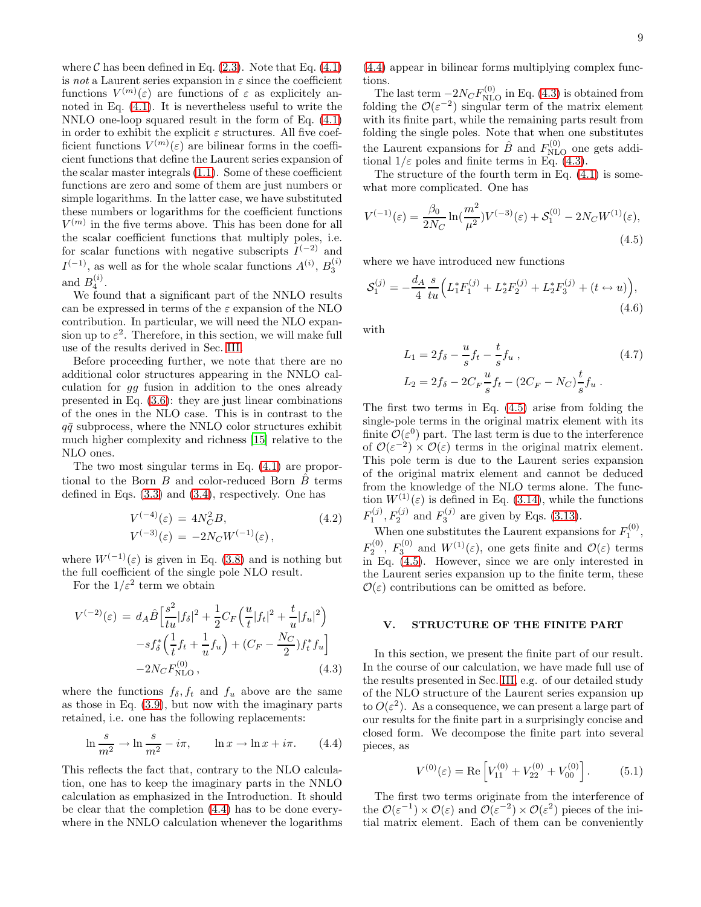where $\mathcal{C}$ has been defined in Eq. (2.3). Note that Eq. (4.1) is *not* a Laurent series expansion in $\varepsilon$ since the coefficient functions $V^{(m)}(\varepsilon)$ are functions of $\varepsilon$ as explicitely annoted in Eq. (4.1). It is nevertheless useful to write the NNLO one-loop squared result in the form of Eq. (4.1) in order to exhibit the explicit $\varepsilon$ structures. All five coefficient functions $V^{(m)}(\varepsilon)$ are bilinear forms in the coefficient functions that define the Laurent series expansion of the scalar master integrals (1.1). Some of these coefficient functions are zero and some of them are just numbers or simple logarithms. In the latter case, we have substituted these numbers or logarithms for the coefficient functions $V^{(m)}$ in the five terms above. This has been done for all the scalar coefficient functions that multiply poles, i.e. for scalar functions with negative subscripts $I^{(-2)}$ and $I^{(-1)}$, as well as for the whole scalar functions $A^{(i)}$, $B_3^{(i)}$ and $B_4^{(i)}$.

We found that a significant part of the NNLO results can be expressed in terms of the $\varepsilon$ expansion of the NLO contribution. In particular, we will need the NLO expansion up to $\varepsilon^2$. Therefore, in this section, we will make full use of the results derived in Sec. III.

Before proceeding further, we note that there are no additional color structures appearing in the NNLO calculation for $gg$ fusion in addition to the ones already presented in Eq. (3.6): they are just linear combinations of the ones in the NLO case. This is in contrast to the $q\bar{q}$ subprocess, where the NNLO color structures exhibit much higher complexity and richness [15] relative to the NLO ones.

The two most singular terms in Eq. (4.1) are proportional to the Born $B$ and color-reduced Born $\hat{B}$ terms defined in Eqs. (3.3) and (3.4), respectively. One has

$$
\begin{aligned}
V^{(-4)}(\varepsilon) &= 4N_C^2 B, \\
V^{(-3)}(\varepsilon) &= -2N_C W^{(-1)}(\varepsilon),
\end{aligned}
\tag{4.2}
$$

where $W^{(-1)}(\varepsilon)$ is given in Eq. (3.8) and is nothing but the full coefficient of the single pole NLO result.

For the $1/\varepsilon^2$ term we obtain

$$
\begin{aligned}
V^{(-2)}(\varepsilon) &= d_A \hat{B}\Big[\frac{s^2}{tu}|f_\delta|^2 + \frac{1}{2}C_F\Big(\frac{u}{t}|f_t|^2 + \frac{t}{u}|f_u|^2\Big) \\
&\quad - s f_\delta^*\Big(\frac{1}{t}f_t + \frac{1}{u}f_u\Big) + (C_F - \frac{N_C}{2}) f_t^* f_u\Big] \\
&\quad - 2N_C F_{\rm NLO}^{(0)},
\end{aligned}
\tag{4.3}
$$

where the functions $f_\delta, f_t$ and $f_u$ above are the same as those in Eq. (3.9), but now with the imaginary parts retained, i.e. one has the following replacements:

$$
\ln\frac{s}{m^2} \to \ln\frac{s}{m^2} - i\pi, \qquad \ln x \to \ln x + i\pi. \tag{4.4}
$$

This reflects the fact that, contrary to the NLO calculation, one has to keep the imaginary parts in the NNLO calculation as emphasized in the Introduction. It should be clear that the completion (4.4) has to be done everywhere in the NNLO calculation whenever the logarithms (4.4) appear in bilinear forms multiplying complex functions.

The last term $-2N_C F_{\rm NLO}^{(0)}$ in Eq. (4.3) is obtained from folding the $\mathcal{O}(\varepsilon^{-2})$ singular term of the matrix element with its finite part, while the remaining parts result from folding the single poles. Note that when one substitutes the Laurent expansions for $\hat{B}$ and $F_{\rm NLO}^{(0)}$ one gets additional $1/\varepsilon$ poles and finite terms in Eq. (4.3).

The structure of the fourth term in Eq. (4.1) is somewhat more complicated. One has

$$
V^{(-1)}(\varepsilon) = \frac{\beta_0}{2N_C}\ln(\frac{m^2}{\mu^2})V^{(-3)}(\varepsilon) + \mathcal{S}_1^{(0)} - 2N_C W^{(1)}(\varepsilon),
\tag{4.5}
$$

where we have introduced new functions

$$
\mathcal{S}_1^{(j)} = -\frac{d_A}{4}\frac{s}{tu}\Big(L_1^* F_1^{(j)} + L_2^* F_2^{(j)} + L_2^* F_3^{(j)} + (t \leftrightarrow u)\Big),
\tag{4.6}
$$

with

$$
\begin{aligned}
L_1 &= 2f_\delta - \frac{u}{s}f_t - \frac{t}{s}f_u\,, \\
L_2 &= 2f_\delta - 2C_F\frac{u}{s}f_t - (2C_F - N_C)\frac{t}{s}f_u\,.
\end{aligned}
\tag{4.7}
$$

The first two terms in Eq. (4.5) arise from folding the single-pole terms in the original matrix element with its finite $\mathcal{O}(\varepsilon^0)$ part. The last term is due to the interference of $\mathcal{O}(\varepsilon^{-2}) \times \mathcal{O}(\varepsilon)$ terms in the original matrix element. This pole term is due to the Laurent series expansion of the original matrix element and cannot be deduced from the knowledge of the NLO terms alone. The function $W^{(1)}(\varepsilon)$ is defined in Eq. (3.14), while the functions $F_1^{(j)}, F_2^{(j)}$ and $F_3^{(j)}$ are given by Eqs. (3.13).

When one substitutes the Laurent expansions for $F_1^{(0)}$, $F_2^{(0)}$, $F_3^{(0)}$ and $W^{(1)}(\varepsilon)$, one gets finite and $\mathcal{O}(\varepsilon)$ terms in Eq. (4.5). However, since we are only interested in the Laurent series expansion up to the finite term, these $\mathcal{O}(\varepsilon)$ contributions can be omitted as before.

## V. STRUCTURE OF THE FINITE PART

In this section, we present the finite part of our result. In the course of our calculation, we have made full use of the results presented in Sec. III, e.g. of our detailed study of the NLO structure of the Laurent series expansion up to $O(\varepsilon^2)$. As a consequence, we can present a large part of our results for the finite part in a surprisingly concise and closed form. We decompose the finite part into several pieces, as

$$
V^{(0)}(\varepsilon) = \mathrm{Re}\left[V_{11}^{(0)} + V_{22}^{(0)} + V_{00}^{(0)}\right].
\tag{5.1}
$$

The first two terms originate from the interference of the $\mathcal{O}(\varepsilon^{-1}) \times \mathcal{O}(\varepsilon)$ and $\mathcal{O}(\varepsilon^{-2}) \times \mathcal{O}(\varepsilon^2)$ pieces of the initial matrix element. Each of them can be conveniently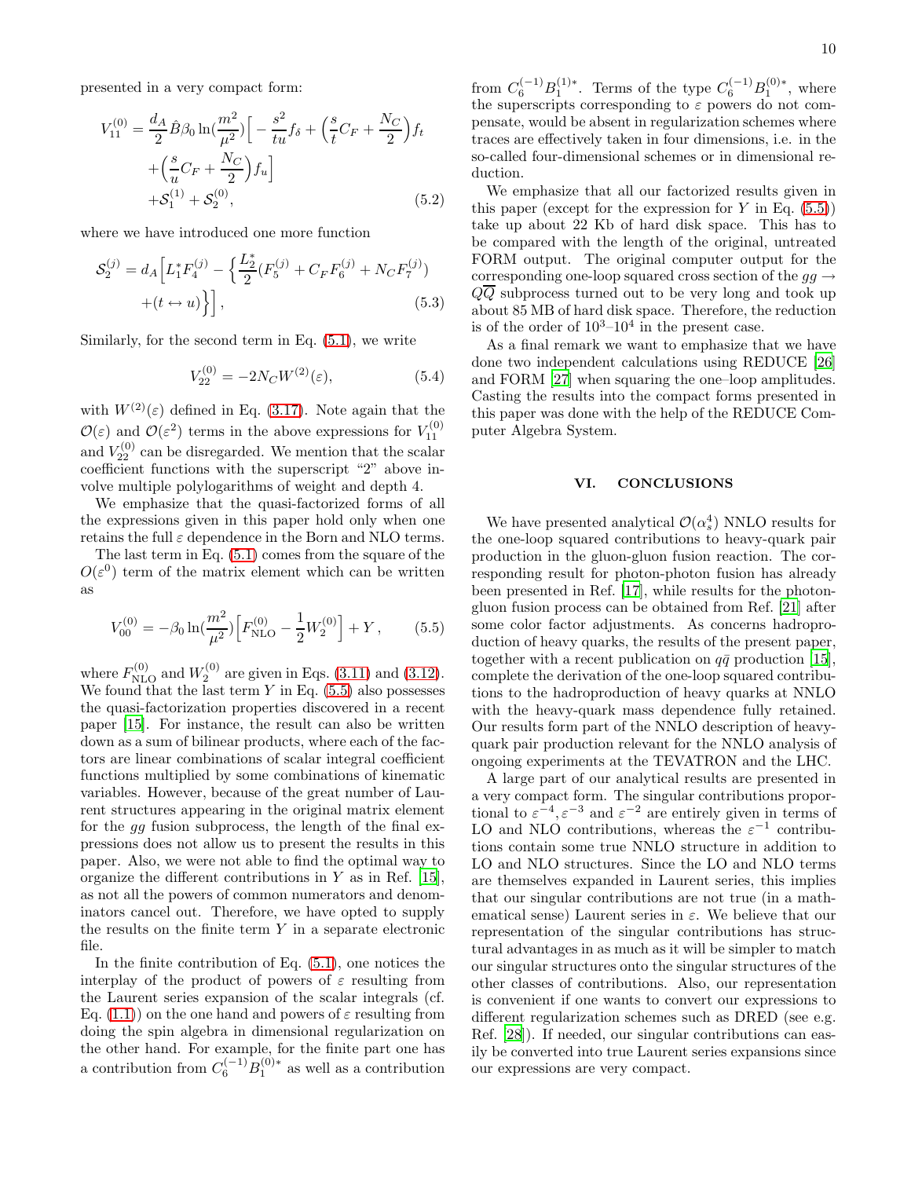presented in a very compact form:

$$
\begin{aligned}
V_{11}^{(0)} = \frac{d_A}{2}\hat{B}\beta_0 \ln(\frac{m^2}{\mu^2})\Big[ -\frac{s^2}{tu}f_\delta + \Big(\frac{s}{t}C_F + \frac{N_C}{2}\Big)f_t \\
+\Big(\frac{s}{u}C_F + \frac{N_C}{2}\Big)f_u\Big] \\
+\mathcal{S}_1^{(1)} + \mathcal{S}_2^{(0)},
\end{aligned} \tag{5.2}
$$

where we have introduced one more function

$$
\begin{aligned}
\mathcal{S}_2^{(j)} = d_A\Big[L_1^* F_4^{(j)} - \Big\{\frac{L_2^*}{2}(F_5^{(j)} + C_F F_6^{(j)} + N_C F_7^{(j)}) \\
+(t \leftrightarrow u)\Big\}\Big],
\end{aligned} \tag{5.3}
$$

Similarly, for the second term in Eq. (5.1), we write

$$
V_{22}^{(0)} = -2N_C W^{(2)}(\varepsilon), \tag{5.4}
$$

with $W^{(2)}(\varepsilon)$ defined in Eq. (3.17). Note again that the $\mathcal{O}(\varepsilon)$ and $\mathcal{O}(\varepsilon^2)$ terms in the above expressions for $V_{11}^{(0)}$ and $V_{22}^{(0)}$ can be disregarded. We mention that the scalar coefficient functions with the superscript "2" above involve multiple polylogarithms of weight and depth 4.

We emphasize that the quasi-factorized forms of all the expressions given in this paper hold only when one retains the full $\varepsilon$ dependence in the Born and NLO terms.

The last term in Eq. (5.1) comes from the square of the $O(\varepsilon^0)$ term of the matrix element which can be written as

$$
V_{00}^{(0)} = -\beta_0 \ln(\frac{m^2}{\mu^2})\Big[F_{\rm NLO}^{(0)} - \frac{1}{2}W_2^{(0)}\Big] + Y\,, \tag{5.5}
$$

where $F_{\rm NLO}^{(0)}$ and $W_2^{(0)}$ are given in Eqs. (3.11) and (3.12). We found that the last term $Y$ in Eq. (5.5) also possesses the quasi-factorization properties discovered in a recent paper [15]. For instance, the result can also be written down as a sum of bilinear products, where each of the factors are linear combinations of scalar integral coefficient functions multiplied by some combinations of kinematic variables. However, because of the great number of Laurent structures appearing in the original matrix element for the $gg$ fusion subprocess, the length of the final expressions does not allow us to present the results in this paper. Also, we were not able to find the optimal way to organize the different contributions in $Y$ as in Ref. [15], as not all the powers of common numerators and denominators cancel out. Therefore, we have opted to supply the results on the finite term $Y$ in a separate electronic file.

In the finite contribution of Eq. (5.1), one notices the interplay of the product of powers of $\varepsilon$ resulting from the Laurent series expansion of the scalar integrals (cf. Eq. (1.1)) on the one hand and powers of $\varepsilon$ resulting from doing the spin algebra in dimensional regularization on the other hand. For example, for the finite part one has a contribution from $C_6^{(-1)}B_1^{(0)*}$ as well as a contribution from $C_6^{(-1)}B_1^{(1)*}$. Terms of the type $C_6^{(-1)}B_1^{(0)*}$, where the superscripts corresponding to $\varepsilon$ powers do not compensate, would be absent in regularization schemes where traces are effectively taken in four dimensions, i.e. in the so-called four-dimensional schemes or in dimensional reduction.

We emphasize that all our factorized results given in this paper (except for the expression for $Y$ in Eq. (5.5)) take up about 22 Kb of hard disk space. This has to be compared with the length of the original, untreated FORM output. The original computer output for the corresponding one-loop squared cross section of the $gg \to Q\overline{Q}$ subprocess turned out to be very long and took up about 85 MB of hard disk space. Therefore, the reduction is of the order of $10^3$–$10^4$ in the present case.

As a final remark we want to emphasize that we have done two independent calculations using REDUCE [26] and FORM [27] when squaring the one–loop amplitudes. Casting the results into the compact forms presented in this paper was done with the help of the REDUCE Computer Algebra System.

## VI. CONCLUSIONS

We have presented analytical $\mathcal{O}(\alpha_s^4)$ NNLO results for the one-loop squared contributions to heavy-quark pair production in the gluon-gluon fusion reaction. The corresponding result for photon-photon fusion has already been presented in Ref. [17], while results for the photon-gluon fusion process can be obtained from Ref. [21] after some color factor adjustments. As concerns hadroproduction of heavy quarks, the results of the present paper, together with a recent publication on $q\bar{q}$ production [15], complete the derivation of the one-loop squared contributions to the hadroproduction of heavy quarks at NNLO with the heavy-quark mass dependence fully retained. Our results form part of the NNLO description of heavy-quark pair production relevant for the NNLO analysis of ongoing experiments at the TEVATRON and the LHC.

A large part of our analytical results are presented in a very compact form. The singular contributions proportional to $\varepsilon^{-4}, \varepsilon^{-3}$ and $\varepsilon^{-2}$ are entirely given in terms of LO and NLO contributions, whereas the $\varepsilon^{-1}$ contributions contain some true NNLO structure in addition to LO and NLO structures. Since the LO and NLO terms are themselves expanded in Laurent series, this implies that our singular contributions are not true (in a mathematical sense) Laurent series in $\varepsilon$. We believe that our representation of the singular contributions has structural advantages in as much as it will be simpler to match our singular structures onto the singular structures of the other classes of contributions. Also, our representation is convenient if one wants to convert our expressions to different regularization schemes such as DRED (see e.g. Ref. [28]). If needed, our singular contributions can easily be converted into true Laurent series expansions since our expressions are very compact.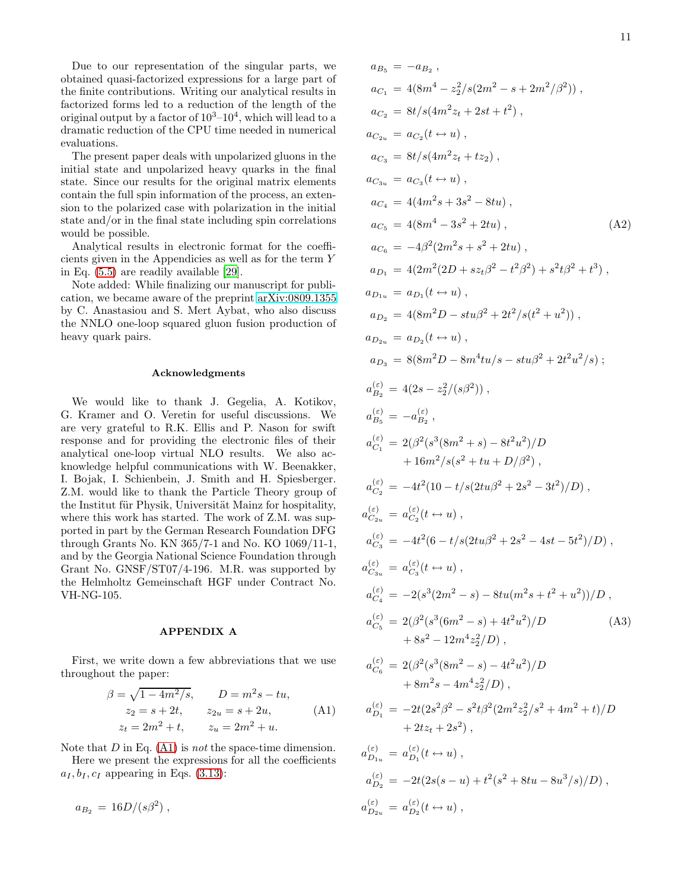Due to our representation of the singular parts, we obtained quasi-factorized expressions for a large part of the finite contributions. Writing our analytical results in factorized forms led to a reduction of the length of the original output by a factor of $10^3$–$10^4$, which will lead to a dramatic reduction of the CPU time needed in numerical evaluations.

The present paper deals with unpolarized gluons in the initial state and unpolarized heavy quarks in the final state. Since our results for the original matrix elements contain the full spin information of the process, an extension to the polarized case with polarization in the initial state and/or in the final state including spin correlations would be possible.

Analytical results in electronic format for the coefficients given in the Appendicies as well as for the term $Y$ in Eq. (5.5) are readily available [29].

Note added: While finalizing our manuscript for publication, we became aware of the preprint arXiv:0809.1355 by C. Anastasiou and S. Mert Aybat, who also discuss the NNLO one-loop squared gluon fusion production of heavy quark pairs.

### Acknowledgments

We would like to thank J. Gegelia, A. Kotikov, G. Kramer and O. Veretin for useful discussions. We are very grateful to R.K. Ellis and P. Nason for swift response and for providing the electronic files of their analytical one-loop virtual NLO results. We also acknowledge helpful communications with W. Beenakker, I. Bojak, I. Schienbein, J. Smith and H. Spiesberger. Z.M. would like to thank the Particle Theory group of the Institut für Physik, Universität Mainz for hospitality, where this work has started. The work of Z.M. was supported in part by the German Research Foundation DFG through Grants No. KN 365/7-1 and No. KO 1069/11-1, and by the Georgia National Science Foundation through Grant No. GNSF/ST07/4-196. M.R. was supported by the Helmholtz Gemeinschaft HGF under Contract No. VH-NG-105.

## APPENDIX A

First, we write down a few abbreviations that we use throughout the paper:

$$\beta = \sqrt{1-4m^2/s}, \qquad D = m^2 s - tu,$$
$$z_2 = s+2t, \qquad z_{2u} = s+2u, \qquad\qquad (A1)$$
$$z_t = 2m^2+t, \qquad z_u = 2m^2+u.$$

Note that $D$ in Eq. (A1) is *not* the space-time dimension.

Here we present the expressions for all the coefficients $a_I, b_I, c_I$ appearing in Eqs. (3.13):

$$a_{B_2} = 16D/(s\beta^2)\,,$$
$$a_{B_5} = -a_{B_2}\,,$$
$$a_{C_1} = 4(8m^4 - z_2^2/s(2m^2-s+2m^2/\beta^2))\,,$$
$$a_{C_2} = 8t/s(4m^2 z_t + 2st + t^2)\,,$$
$$a_{C_{2u}} = a_{C_2}(t\leftrightarrow u)\,,$$
$$a_{C_3} = 8t/s(4m^2 z_t + t z_2)\,,$$
$$a_{C_{3u}} = a_{C_3}(t\leftrightarrow u)\,,$$
$$a_{C_4} = 4(4m^2 s + 3s^2 - 8tu)\,,$$
$$a_{C_5} = 4(8m^4 - 3s^2 + 2tu)\,, \qquad\qquad (A2)$$
$$a_{C_6} = -4\beta^2(2m^2 s + s^2 + 2tu)\,,$$
$$a_{D_1} = 4(2m^2(2D + s z_t\beta^2 - t^2\beta^2) + s^2 t\beta^2 + t^3)\,,$$
$$a_{D_{1u}} = a_{D_1}(t\leftrightarrow u)\,,$$
$$a_{D_2} = 4(8m^2 D - stu\beta^2 + 2t^2/s(t^2+u^2))\,,$$
$$a_{D_{2u}} = a_{D_2}(t\leftrightarrow u)\,,$$
$$a_{D_3} = 8(8m^2 D - 8m^4 tu/s - stu\beta^2 + 2t^2u^2/s)\,;$$

$$a^{(\varepsilon)}_{B_2} = 4(2s - z_2^2/(s\beta^2))\,,$$
$$a^{(\varepsilon)}_{B_5} = -a^{(\varepsilon)}_{B_2}\,,$$
$$a^{(\varepsilon)}_{C_1} = 2(\beta^2(s^3(8m^2+s) - 8t^2u^2)/D + 16m^2/s(s^2+tu+D/\beta^2))\,,$$
$$a^{(\varepsilon)}_{C_2} = -4t^2(10 - t/s(2tu\beta^2 + 2s^2 - 3t^2)/D)\,,$$
$$a^{(\varepsilon)}_{C_{2u}} = a^{(\varepsilon)}_{C_2}(t\leftrightarrow u)\,,$$
$$a^{(\varepsilon)}_{C_3} = -4t^2(6 - t/s(2tu\beta^2 + 2s^2 - 4st - 5t^2)/D)\,,$$
$$a^{(\varepsilon)}_{C_{3u}} = a^{(\varepsilon)}_{C_3}(t\leftrightarrow u)\,,$$
$$a^{(\varepsilon)}_{C_4} = -2(s^3(2m^2-s) - 8tu(m^2 s + t^2 + u^2))/D\,,$$
$$a^{(\varepsilon)}_{C_5} = 2(\beta^2(s^3(6m^2-s) + 4t^2u^2)/D + 8s^2 - 12m^4 z_2^2/D)\,, \qquad\qquad (A3)$$
$$a^{(\varepsilon)}_{C_6} = 2(\beta^2(s^3(8m^2-s) - 4t^2u^2)/D + 8m^2 s - 4m^4 z_2^2/D)\,,$$
$$a^{(\varepsilon)}_{D_1} = -2t(2s^2\beta^2 - s^2 t\beta^2(2m^2 z_2^2/s^2 + 4m^2 + t)/D + 2tz_t + 2s^2)\,,$$
$$a^{(\varepsilon)}_{D_{1u}} = a^{(\varepsilon)}_{D_1}(t\leftrightarrow u)\,,$$
$$a^{(\varepsilon)}_{D_2} = -2t(2s(s-u) + t^2(s^2 + 8tu - 8u^3/s)/D)\,,$$
$$a^{(\varepsilon)}_{D_{2u}} = a^{(\varepsilon)}_{D_2}(t\leftrightarrow u)\,,$$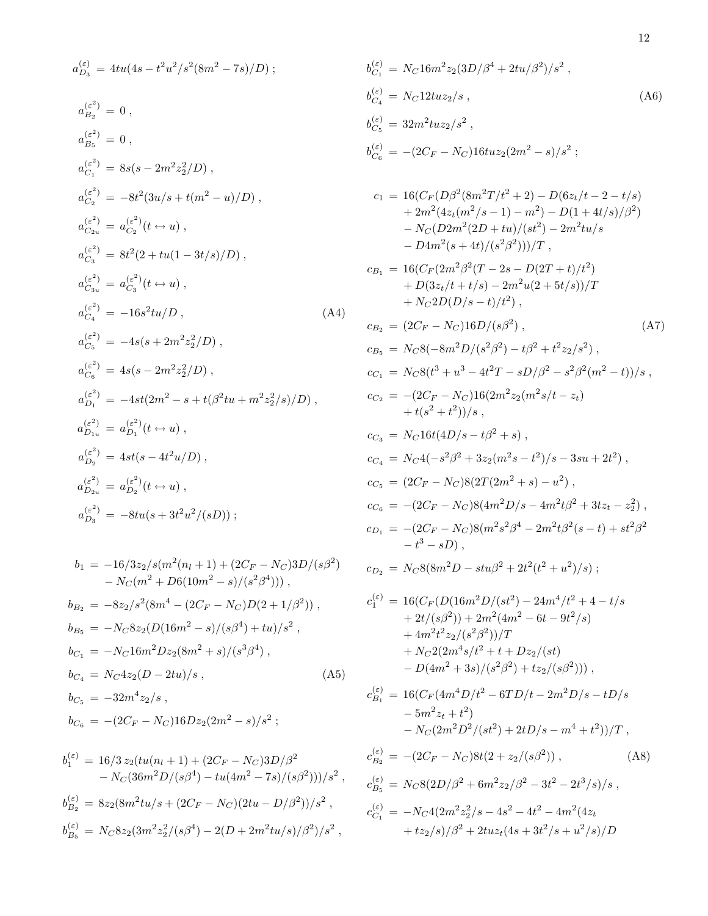$$a_{D_3}^{(\varepsilon)} = 4tu(4s - t^2u^2/s^2(8m^2-7s)/D) ;$$

$$
\begin{aligned}
a_{B_2}^{(\varepsilon^2)} &= 0 , \\
a_{B_5}^{(\varepsilon^2)} &= 0 , \\
a_{C_1}^{(\varepsilon^2)} &= 8s(s - 2m^2z_2^2/D) , \\
a_{C_2}^{(\varepsilon^2)} &= -8t^2(3u/s + t(m^2-u)/D) , \\
a_{C_{2u}}^{(\varepsilon^2)} &= a_{C_2}^{(\varepsilon^2)}(t \leftrightarrow u) , \\
a_{C_3}^{(\varepsilon^2)} &= 8t^2(2 + tu(1-3t/s)/D) , \\
a_{C_{3u}}^{(\varepsilon^2)} &= a_{C_3}^{(\varepsilon^2)}(t \leftrightarrow u) , \\
a_{C_4}^{(\varepsilon^2)} &= -16s^2tu/D , \\
a_{C_5}^{(\varepsilon^2)} &= -4s(s + 2m^2z_2^2/D) , \\
a_{C_6}^{(\varepsilon^2)} &= 4s(s - 2m^2z_2^2/D) , \\
a_{D_1}^{(\varepsilon^2)} &= -4st(2m^2 - s + t(\beta^2tu + m^2z_2^2/s)/D) , \\
a_{D_{1u}}^{(\varepsilon^2)} &= a_{D_1}^{(\varepsilon^2)}(t \leftrightarrow u) , \\
a_{D_2}^{(\varepsilon^2)} &= 4st(s - 4t^2u/D) , \\
a_{D_{2u}}^{(\varepsilon^2)} &= a_{D_2}^{(\varepsilon^2)}(t \leftrightarrow u) , \\
a_{D_3}^{(\varepsilon^2)} &= -8tu(s + 3t^2u^2/(sD)) ;
\end{aligned}
\tag{A4}
$$

$$
\begin{aligned}
b_1 &= -16/3z_2/s(m^2(n_l+1) + (2C_F - N_C)3D/(s\beta^2) \\
&\quad - N_C(m^2 + D6(10m^2 - s)/(s^2\beta^4))) , \\
b_{B_2} &= -8z_2/s^2(8m^4 - (2C_F - N_C)D(2 + 1/\beta^2)) , \\
b_{B_5} &= -N_C8z_2(D(16m^2 - s)/(s\beta^4) + tu)/s^2 , \\
b_{C_1} &= -N_C16m^2Dz_2(8m^2 + s)/(s^3\beta^4) , \\
b_{C_4} &= N_C4z_2(D - 2tu)/s , \\
b_{C_5} &= -32m^4z_2/s , \\
b_{C_6} &= -(2C_F - N_C)16Dz_2(2m^2 - s)/s^2 ;
\end{aligned}
\tag{A5}
$$

$$
\begin{aligned}
b_1^{(\varepsilon)} &= 16/3\, z_2(tu(n_l+1) + (2C_F - N_C)3D/\beta^2 \\
&\quad - N_C(36m^2D/(s\beta^4) - tu(4m^2 - 7s)/(s\beta^2)))/s^2 , \\
b_{B_2}^{(\varepsilon)} &= 8z_2(8m^2tu/s + (2C_F - N_C)(2tu - D/\beta^2))/s^2 , \\
b_{B_5}^{(\varepsilon)} &= N_C8z_2(3m^2z_2^2/(s\beta^4) - 2(D + 2m^2tu/s)/\beta^2)/s^2 , \\
b_{C_1}^{(\varepsilon)} &= N_C16m^2z_2(3D/\beta^4 + 2tu/\beta^2)/s^2 , \\
b_{C_4}^{(\varepsilon)} &= N_C12tuz_2/s , \\
b_{C_5}^{(\varepsilon)} &= 32m^2tuz_2/s^2 , \\
b_{C_6}^{(\varepsilon)} &= -(2C_F - N_C)16tuz_2(2m^2 - s)/s^2 ;
\end{aligned}
\tag{A6}
$$

$$
\begin{aligned}
c_1 &= 16(C_F(D\beta^2(8m^2T/t^2 + 2) - D(6z_t/t - 2 - t/s) \\
&\quad + 2m^2(4z_t(m^2/s - 1) - m^2) - D(1 + 4t/s)/\beta^2) \\
&\quad - N_C(D2m^2(2D + tu)/(st^2) - 2m^2tu/s \\
&\quad - D4m^2(s + 4t)/(s^2\beta^2)))/T , \\
c_{B_1} &= 16(C_F(2m^2\beta^2(T - 2s - D(2T + t)/t^2) \\
&\quad + D(3z_t/t + t/s) - 2m^2u(2 + 5t/s))/T \\
&\quad + N_C2D(D/s - t)/t^2) , \\
c_{B_2} &= (2C_F - N_C)16D/(s\beta^2) , \\
c_{B_5} &= N_C8(-8m^2D/(s^2\beta^2) - t\beta^2 + t^2z_2/s^2) , \\
c_{C_1} &= N_C8(t^3 + u^3 - 4t^2T - sD/\beta^2 - s^2\beta^2(m^2 - t))/s , \\
c_{C_2} &= -(2C_F - N_C)16(2m^2z_2(m^2s/t - z_t) \\
&\quad + t(s^2 + t^2))/s , \\
c_{C_3} &= N_C16t(4D/s - t\beta^2 + s) , \\
c_{C_4} &= N_C4(-s^2\beta^2 + 3z_2(m^2s - t^2)/s - 3su + 2t^2) , \\
c_{C_5} &= (2C_F - N_C)8(2T(2m^2 + s) - u^2) , \\
c_{C_6} &= -(2C_F - N_C)8(4m^2D/s - 4m^2t\beta^2 + 3tz_t - z_2^2) , \\
c_{D_1} &= -(2C_F - N_C)8(m^2s^2\beta^4 - 2m^2t\beta^2(s - t) + st^2\beta^2 \\
&\quad - t^3 - sD) , \\
c_{D_2} &= N_C8(8m^2D - stu\beta^2 + 2t^2(t^2 + u^2)/s) ;
\end{aligned}
\tag{A7}
$$

$$
\begin{aligned}
c_1^{(\varepsilon)} &= 16(C_F(D(16m^2D/(st^2) - 24m^4/t^2 + 4 - t/s \\
&\quad + 2t/(s\beta^2)) + 2m^2(4m^2 - 6t - 9t^2/s) \\
&\quad + 4m^2t^2z_2/(s^2\beta^2))/T \\
&\quad + N_C2(2m^4s/t^2 + t + Dz_2/(st) \\
&\quad - D(4m^2 + 3s)/(s^2\beta^2) + tz_2/(s\beta^2))) , \\
c_{B_1}^{(\varepsilon)} &= 16(C_F(4m^4D/t^2 - 6TD/t - 2m^2D/s - tD/s \\
&\quad - 5m^2z_t + t^2) \\
&\quad - N_C(2m^2D^2/(st^2) + 2tD/s - m^4 + t^2))/T , \\
c_{B_2}^{(\varepsilon)} &= -(2C_F - N_C)8t(2 + z_2/(s\beta^2)) , \\
c_{B_5}^{(\varepsilon)} &= N_C8(2D/\beta^2 + 6m^2z_2/\beta^2 - 3t^2 - 2t^3/s)/s , \\
c_{C_1}^{(\varepsilon)} &= -N_C4(2m^2z_2^2/s - 4s^2 - 4t^2 - 4m^2(4z_t \\
&\quad + tz_2/s)/\beta^2 + 2tuz_t(4s + 3t^2/s + u^2/s)/D
\end{aligned}
\tag{A8}
$$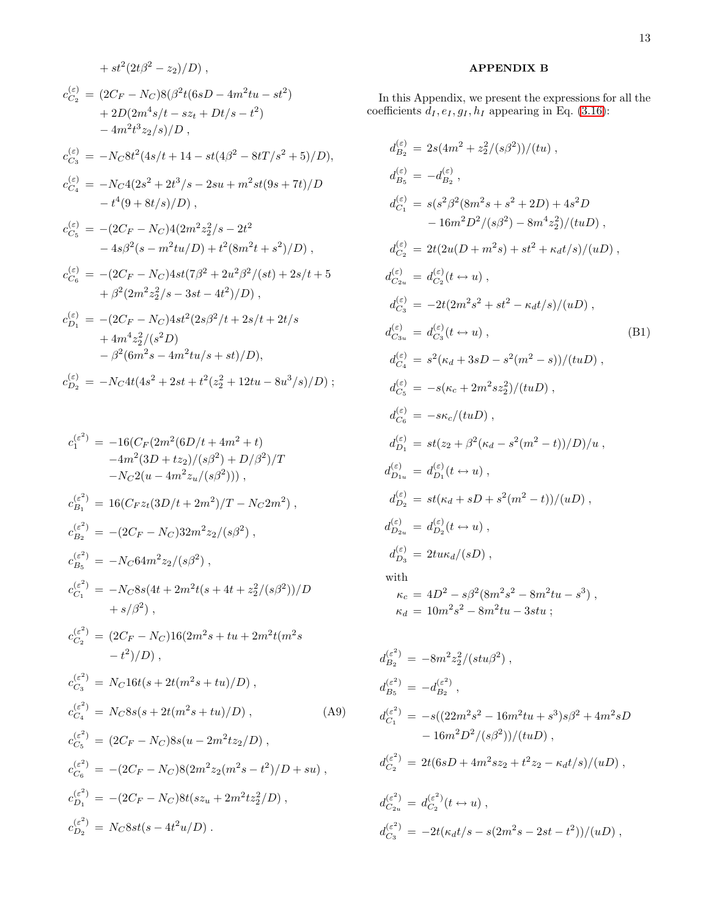$$+ st^2(2t\beta^2 - z_2)/D)\,,$$

$$c_{C_2}^{(\varepsilon)} = (2C_F - N_C)8(\beta^2 t(6sD - 4m^2 tu - st^2) + 2D(2m^4 s/t - sz_t + Dt/s - t^2) - 4m^2 t^3 z_2/s)/D\,,$$

$$c_{C_3}^{(\varepsilon)} = -N_C 8t^2(4s/t + 14 - st(4\beta^2 - 8tT/s^2 + 5)/D),$$

$$c_{C_4}^{(\varepsilon)} = -N_C 4(2s^2 + 2t^3/s - 2su + m^2 st(9s + 7t)/D - t^4(9 + 8t/s)/D)\,,$$

$$c_{C_5}^{(\varepsilon)} = -(2C_F - N_C)4(2m^2 z_2^2/s - 2t^2 - 4s\beta^2(s - m^2 tu/D) + t^2(8m^2 t + s^2)/D)\,,$$

$$c_{C_6}^{(\varepsilon)} = -(2C_F - N_C)4st(7\beta^2 + 2u^2\beta^2/(st) + 2s/t + 5 + \beta^2(2m^2 z_2^2/s - 3st - 4t^2)/D)\,,$$

$$c_{D_1}^{(\varepsilon)} = -(2C_F - N_C)4st^2(2s\beta^2/t + 2s/t + 2t/s + 4m^4 z_2^2/(s^2 D) - \beta^2(6m^2 s - 4m^2 tu/s + st)/D),$$

$$c_{D_2}^{(\varepsilon)} = -N_C 4t(4s^2 + 2st + t^2(z_2^2 + 12tu - 8u^3/s)/D)\,;$$

$$c_1^{(\varepsilon^2)} = -16(C_F(2m^2(6D/t + 4m^2 + t) - 4m^2(3D + tz_2)/(s\beta^2) + D/\beta^2)/T - N_C 2(u - 4m^2 z_u/(s\beta^2)))\,,$$

$$c_{B_1}^{(\varepsilon^2)} = 16(C_F z_t(3D/t + 2m^2)/T - N_C 2m^2)\,,$$

$$c_{B_2}^{(\varepsilon^2)} = -(2C_F - N_C)32m^2 z_2/(s\beta^2)\,,$$

$$c_{B_5}^{(\varepsilon^2)} = -N_C 64m^2 z_2/(s\beta^2)\,,$$

$$c_{C_1}^{(\varepsilon^2)} = -N_C 8s(4t + 2m^2 t(s + 4t + z_2^2/(s\beta^2))/D + s/\beta^2)\,,$$

$$c_{C_2}^{(\varepsilon^2)} = (2C_F - N_C)16(2m^2 s + tu + 2m^2 t(m^2 s - t^2)/D)\,,$$

$$c_{C_3}^{(\varepsilon^2)} = N_C 16t(s + 2t(m^2 s + tu)/D)\,,$$

$$c_{C_4}^{(\varepsilon^2)} = N_C 8s(s + 2t(m^2 s + tu)/D)\,, \qquad \text{(A9)}$$

$$c_{C_5}^{(\varepsilon^2)} = (2C_F - N_C)8s(u - 2m^2 tz_2/D)\,,$$

$$c_{C_6}^{(\varepsilon^2)} = -(2C_F - N_C)8(2m^2 z_2(m^2 s - t^2)/D + su)\,,$$

$$c_{D_1}^{(\varepsilon^2)} = -(2C_F - N_C)8t(sz_u + 2m^2 tz_2^2/D)\,,$$

$$c_{D_2}^{(\varepsilon^2)} = N_C 8st(s - 4t^2 u/D)\,.$$

## APPENDIX B

In this Appendix, we present the expressions for all the coefficients $d_I, e_I, g_I, h_I$ appearing in Eq. (3.16):

$$d_{B_2}^{(\varepsilon)} = 2s(4m^2 + z_2^2/(s\beta^2))/(tu)\,,$$

$$d_{B_5}^{(\varepsilon)} = -d_{B_2}^{(\varepsilon)}\,,$$

$$d_{C_1}^{(\varepsilon)} = s(s^2\beta^2(8m^2 s + s^2 + 2D) + 4s^2 D - 16m^2 D^2/(s\beta^2) - 8m^4 z_2^2)/(tuD)\,,$$

$$d_{C_2}^{(\varepsilon)} = 2t(2u(D + m^2 s) + st^2 + \kappa_d t/s)/(uD)\,,$$

$$d_{C_{2u}}^{(\varepsilon)} = d_{C_2}^{(\varepsilon)}(t \leftrightarrow u)\,,$$

$$d_{C_3}^{(\varepsilon)} = -2t(2m^2 s^2 + st^2 - \kappa_d t/s)/(uD)\,,$$

$$d_{C_{3u}}^{(\varepsilon)} = d_{C_3}^{(\varepsilon)}(t \leftrightarrow u)\,, \qquad \text{(B1)}$$

$$d_{C_4}^{(\varepsilon)} = s^2(\kappa_d + 3sD - s^2(m^2 - s))/(tuD)\,,$$

$$d_{C_5}^{(\varepsilon)} = -s(\kappa_c + 2m^2 s z_2^2)/(tuD)\,,$$

$$d_{C_6}^{(\varepsilon)} = -s\kappa_c/(tuD)\,,$$

$$d_{D_1}^{(\varepsilon)} = st(z_2 + \beta^2(\kappa_d - s^2(m^2 - t))/D)/u\,,$$

$$d_{D_{1u}}^{(\varepsilon)} = d_{D_1}^{(\varepsilon)}(t \leftrightarrow u)\,,$$

$$d_{D_2}^{(\varepsilon)} = st(\kappa_d + sD + s^2(m^2 - t))/(uD)\,,$$

$$d_{D_{2u}}^{(\varepsilon)} = d_{D_2}^{(\varepsilon)}(t \leftrightarrow u)\,,$$

$$d_{D_3}^{(\varepsilon)} = 2tu\kappa_d/(sD)\,,$$

with

$$\kappa_c = 4D^2 - s\beta^2(8m^2 s^2 - 8m^2 tu - s^3)\,,$$
$$\kappa_d = 10m^2 s^2 - 8m^2 tu - 3stu\,;$$

$$d_{B_2}^{(\varepsilon^2)} = -8m^2 z_2^2/(stu\beta^2)\,,$$

$$d_{B_5}^{(\varepsilon^2)} = -d_{B_2}^{(\varepsilon^2)}\,,$$

$$d_{C_1}^{(\varepsilon^2)} = -s((22m^2 s^2 - 16m^2 tu + s^3)s\beta^2 + 4m^2 sD - 16m^2 D^2/(s\beta^2))/(tuD)\,,$$

$$d_{C_2}^{(\varepsilon^2)} = 2t(6sD + 4m^2 s z_2 + t^2 z_2 - \kappa_d t/s)/(uD)\,,$$

$$d_{C_{2u}}^{(\varepsilon^2)} = d_{C_2}^{(\varepsilon^2)}(t \leftrightarrow u)\,,$$

$$d_{C_3}^{(\varepsilon^2)} = -2t(\kappa_d t/s - s(2m^2 s - 2st - t^2))/(uD)\,,$$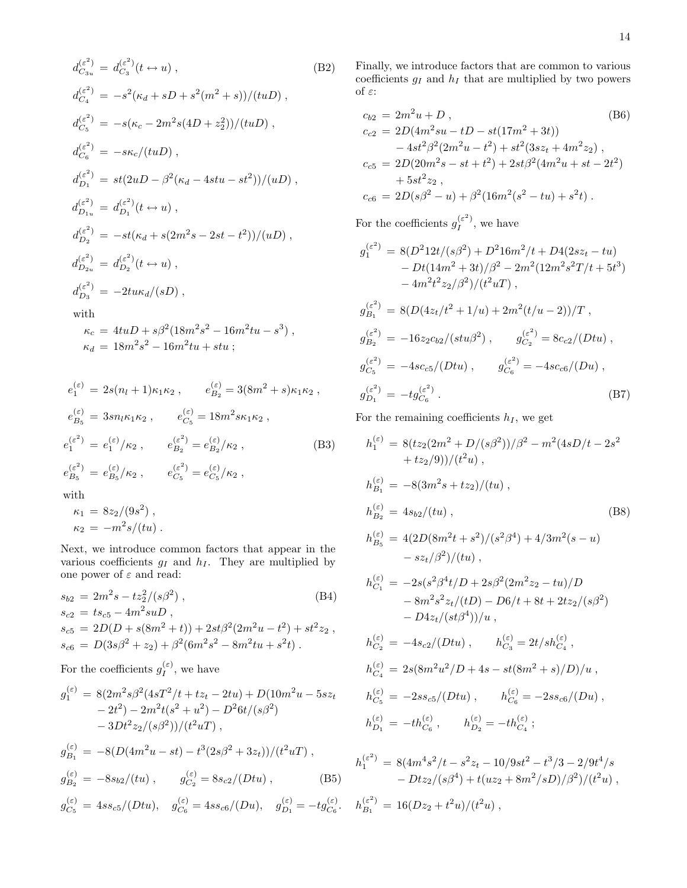$$
\begin{aligned}
d^{(\varepsilon^2)}_{C_{3u}} &= d^{(\varepsilon^2)}_{C_3}(t \leftrightarrow u)\,, \qquad \text{(B2)}\\
d^{(\varepsilon^2)}_{C_4} &= -s^2(\kappa_d + sD + s^2(m^2+s))/(tuD)\,,\\
d^{(\varepsilon^2)}_{C_5} &= -s(\kappa_c - 2m^2 s(4D + z_2^2))/(tuD)\,,\\
d^{(\varepsilon^2)}_{C_6} &= -s\kappa_c/(tuD)\,,\\
d^{(\varepsilon^2)}_{D_1} &= st(2uD - \beta^2(\kappa_d - 4stu - st^2))/(uD)\,,\\
d^{(\varepsilon^2)}_{D_{1u}} &= d^{(\varepsilon^2)}_{D_1}(t \leftrightarrow u)\,,\\
d^{(\varepsilon^2)}_{D_2} &= -st(\kappa_d + s(2m^2 s - 2st - t^2))/(uD)\,,\\
d^{(\varepsilon^2)}_{D_{2u}} &= d^{(\varepsilon^2)}_{D_2}(t \leftrightarrow u)\,,\\
d^{(\varepsilon^2)}_{D_3} &= -2tu\kappa_d/(sD)\,,
\end{aligned}
$$

with

$$
\begin{aligned}
\kappa_c &= 4tuD + s\beta^2(18m^2s^2 - 16m^2tu - s^3)\,,\\
\kappa_d &= 18m^2s^2 - 16m^2tu + stu\,;
\end{aligned}
$$

$$
\begin{aligned}
e^{(\varepsilon)}_1 &= 2s(n_l+1)\kappa_1\kappa_2\,, \qquad e^{(\varepsilon)}_{B_2} = 3(8m^2+s)\kappa_1\kappa_2\,,\\
e^{(\varepsilon)}_{B_5} &= 3sn_l\kappa_1\kappa_2\,, \qquad e^{(\varepsilon)}_{C_5} = 18m^2 s\kappa_1\kappa_2\,,\\
e^{(\varepsilon^2)}_1 &= e^{(\varepsilon)}_1/\kappa_2\,, \qquad e^{(\varepsilon^2)}_{B_2} = e^{(\varepsilon)}_{B_2}/\kappa_2\,, \qquad \text{(B3)}\\
e^{(\varepsilon^2)}_{B_5} &= e^{(\varepsilon)}_{B_5}/\kappa_2\,, \qquad e^{(\varepsilon^2)}_{C_5} = e^{(\varepsilon)}_{C_5}/\kappa_2\,,
\end{aligned}
$$

with

$$
\begin{aligned}
\kappa_1 &= 8z_2/(9s^2)\,,\\
\kappa_2 &= -m^2 s/(tu)\,.
\end{aligned}
$$

Next, we introduce common factors that appear in the various coefficients $g_I$ and $h_I$. They are multiplied by one power of $\varepsilon$ and read:

$$
\begin{aligned}
s_{b2} &= 2m^2 s - tz_2^2/(s\beta^2)\,, \qquad \text{(B4)}\\
s_{c2} &= ts_{c5} - 4m^2 suD\,,\\
s_{c5} &= 2D(D + s(8m^2+t)) + 2st\beta^2(2m^2u - t^2) + st^2 z_2\,,\\
s_{c6} &= D(3s\beta^2 + z_2) + \beta^2(6m^2s^2 - 8m^2tu + s^2t)\,.
\end{aligned}
$$

For the coefficients $g^{(\varepsilon)}_I$, we have

$$
\begin{aligned}
g^{(\varepsilon)}_1 &= 8(2m^2s\beta^2(4sT^2/t + tz_t - 2tu) + D(10m^2u - 5sz_t\\
&\quad - 2t^2) - 2m^2t(s^2+u^2) - D^2 6t/(s\beta^2)\\
&\quad - 3Dt^2z_2/(s\beta^2))/(t^2uT)\,,\\
g^{(\varepsilon)}_{B_1} &= -8(D(4m^2u - st) - t^3(2s\beta^2 + 3z_t))/(t^2uT)\,,\\
g^{(\varepsilon)}_{B_2} &= -8s_{b2}/(tu)\,, \qquad g^{(\varepsilon)}_{C_2} = 8s_{c2}/(Dtu)\,, \qquad \text{(B5)}\\
g^{(\varepsilon)}_{C_5} &= 4ss_{c5}/(Dtu), \quad g^{(\varepsilon)}_{C_6} = 4ss_{c6}/(Du), \quad g^{(\varepsilon)}_{D_1} = -tg^{(\varepsilon)}_{C_6}.
\end{aligned}
$$

Finally, we introduce factors that are common to various coefficients $g_I$ and $h_I$ that are multiplied by two powers of $\varepsilon$:

$$
\begin{aligned}
c_{b2} &= 2m^2u + D\,, \qquad \text{(B6)}\\
c_{c2} &= 2D(4m^2su - tD - st(17m^2 + 3t))\\
&\quad - 4st^2\beta^2(2m^2u - t^2) + st^2(3sz_t + 4m^2z_2)\,,\\
c_{c5} &= 2D(20m^2s - st + t^2) + 2st\beta^2(4m^2u + st - 2t^2)\\
&\quad + 5st^2z_2\,,\\
c_{c6} &= 2D(s\beta^2 - u) + \beta^2(16m^2(s^2 - tu) + s^2t)\,.
\end{aligned}
$$

For the coefficients $g^{(\varepsilon^2)}_I$, we have

$$
\begin{aligned}
g^{(\varepsilon^2)}_1 &= 8(D^2 12t/(s\beta^2) + D^2 16m^2/t + D4(2sz_t - tu)\\
&\quad - Dt(14m^2 + 3t)/\beta^2 - 2m^2(12m^2s^2T/t + 5t^3)\\
&\quad - 4m^2t^2z_2/\beta^2)/(t^2uT)\,,\\
g^{(\varepsilon^2)}_{B_1} &= 8(D(4z_t/t^2 + 1/u) + 2m^2(t/u - 2))/T\,,\\
g^{(\varepsilon^2)}_{B_2} &= -16z_2c_{b2}/(stu\beta^2)\,, \qquad g^{(\varepsilon^2)}_{C_2} = 8c_{c2}/(Dtu)\,,\\
g^{(\varepsilon^2)}_{C_5} &= -4sc_{c5}/(Dtu)\,, \qquad g^{(\varepsilon^2)}_{C_6} = -4sc_{c6}/(Du)\,,\\
g^{(\varepsilon^2)}_{D_1} &= -tg^{(\varepsilon^2)}_{C_6}\,. \qquad \text{(B7)}
\end{aligned}
$$

For the remaining coefficients $h_I$, we get

$$
\begin{aligned}
h^{(\varepsilon)}_1 &= 8(tz_2(2m^2 + D/(s\beta^2))/\beta^2 - m^2(4sD/t - 2s^2\\
&\quad + tz_2/9))/(t^2u)\,,\\
h^{(\varepsilon)}_{B_1} &= -8(3m^2s + tz_2)/(tu)\,,\\
h^{(\varepsilon)}_{B_2} &= 4s_{b2}/(tu)\,, \qquad \text{(B8)}\\
h^{(\varepsilon)}_{B_5} &= 4(2D(8m^2t + s^2)/(s^2\beta^4) + 4/3m^2(s-u)\\
&\quad - sz_t/\beta^2)/(tu)\,,\\
h^{(\varepsilon)}_{C_1} &= -2s(s^2\beta^4t/D + 2s\beta^2(2m^2z_2 - tu)/D\\
&\quad - 8m^2s^2z_t/(tD) - D6/t + 8t + 2tz_2/(s\beta^2)\\
&\quad - D4z_t/(st\beta^4))/u\,,\\
h^{(\varepsilon)}_{C_2} &= -4s_{c2}/(Dtu)\,, \qquad h^{(\varepsilon)}_{C_3} = 2t/sh^{(\varepsilon)}_{C_4}\,,\\
h^{(\varepsilon)}_{C_4} &= 2s(8m^2u^2/D + 4s - st(8m^2+s)/D)/u\,,\\
h^{(\varepsilon)}_{C_5} &= -2ss_{c5}/(Dtu)\,, \qquad h^{(\varepsilon)}_{C_6} = -2ss_{c6}/(Du)\,,\\
h^{(\varepsilon)}_{D_1} &= -th^{(\varepsilon)}_{C_6}\,, \qquad h^{(\varepsilon)}_{D_2} = -th^{(\varepsilon)}_{C_4}\,;
\end{aligned}
$$

$$
\begin{aligned}
h^{(\varepsilon^2)}_1 &= 8(4m^4s^2/t - s^2z_t - 10/9st^2 - t^3/3 - 2/9t^4/s\\
&\quad - Dtz_2/(s\beta^4) + t(uz_2 + 8m^2/sD)/\beta^2)/(t^2u)\,,\\
h^{(\varepsilon^2)}_{B_1} &= 16(Dz_2 + t^2u)/(t^2u)\,,
\end{aligned}
$$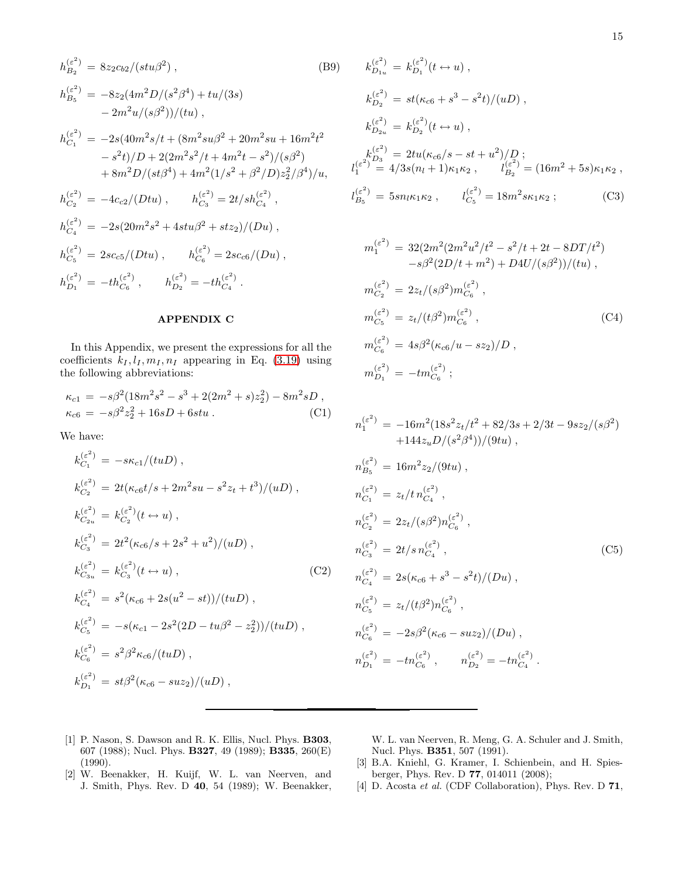$$
\begin{aligned}
h_{B_2}^{(\varepsilon^2)} &= 8z_2 c_{b2}/(stu\beta^2)\,, \\
h_{B_5}^{(\varepsilon^2)} &= -8z_2(4m^2D/(s^2\beta^4) + tu/(3s) \\
&\quad - 2m^2u/(s\beta^2))/(tu)\,, \\
h_{C_1}^{(\varepsilon^2)} &= -2s(40m^2s/t + (8m^2su\beta^2 + 20m^2su + 16m^2t^2 \\
&\quad - s^2t)/D + 2(2m^2s^2/t + 4m^2t - s^2)/(s\beta^2) \\
&\quad + 8m^2D/(st\beta^4) + 4m^2(1/s^2 + \beta^2/D)z_2^2/\beta^4)/u, \\
h_{C_2}^{(\varepsilon^2)} &= -4c_{c2}/(Dtu)\,, \qquad h_{C_3}^{(\varepsilon^2)} = 2t/sh_{C_4}^{(\varepsilon^2)}\,, \\
h_{C_4}^{(\varepsilon^2)} &= -2s(20m^2s^2 + 4stu\beta^2 + stz_2)/(Du)\,, \\
h_{C_5}^{(\varepsilon^2)} &= 2sc_{c5}/(Dtu)\,, \qquad h_{C_6}^{(\varepsilon^2)} = 2sc_{c6}/(Du)\,, \\
h_{D_1}^{(\varepsilon^2)} &= -th_{C_6}^{(\varepsilon^2)}\,, \qquad h_{D_2}^{(\varepsilon^2)} = -th_{C_4}^{(\varepsilon^2)}\,.
\end{aligned}
\tag{B9}
$$

## APPENDIX C

In this Appendix, we present the expressions for all the coefficients $k_I, l_I, m_I, n_I$ appearing in Eq. (3.19) using the following abbreviations:

$$
\begin{aligned}
\kappa_{c1} &= -s\beta^2(18m^2s^2 - s^3 + 2(2m^2+s)z_2^2) - 8m^2sD\,, \\
\kappa_{c6} &= -s\beta^2 z_2^2 + 16sD + 6stu\,.
\end{aligned}
\tag{C1}
$$

We have:

$$
\begin{aligned}
k_{C_1}^{(\varepsilon^2)} &= -s\kappa_{c1}/(tuD)\,, \\
k_{C_2}^{(\varepsilon^2)} &= 2t(\kappa_{c6}t/s + 2m^2su - s^2z_t + t^3)/(uD)\,, \\
k_{C_{2u}}^{(\varepsilon^2)} &= k_{C_2}^{(\varepsilon^2)}(t \leftrightarrow u)\,, \\
k_{C_3}^{(\varepsilon^2)} &= 2t^2(\kappa_{c6}/s + 2s^2 + u^2)/(uD)\,, \\
k_{C_{3u}}^{(\varepsilon^2)} &= k_{C_3}^{(\varepsilon^2)}(t \leftrightarrow u)\,, \\
k_{C_4}^{(\varepsilon^2)} &= s^2(\kappa_{c6} + 2s(u^2 - st))/(tuD)\,, \\
k_{C_5}^{(\varepsilon^2)} &= -s(\kappa_{c1} - 2s^2(2D - tu\beta^2 - z_2^2))/(tuD)\,, \\
k_{C_6}^{(\varepsilon^2)} &= s^2\beta^2\kappa_{c6}/(tuD)\,, \\
k_{D_1}^{(\varepsilon^2)} &= st\beta^2(\kappa_{c6} - suz_2)/(uD)\,, \\
k_{D_{1u}}^{(\varepsilon^2)} &= k_{D_1}^{(\varepsilon^2)}(t \leftrightarrow u)\,, \\
k_{D_2}^{(\varepsilon^2)} &= st(\kappa_{c6} + s^3 - s^2t)/(uD)\,, \\
k_{D_{2u}}^{(\varepsilon^2)} &= k_{D_2}^{(\varepsilon^2)}(t \leftrightarrow u)\,, \\
k_{D_3}^{(\varepsilon^2)} &= 2tu(\kappa_{c6}/s - st + u^2)/D\,;
\end{aligned}
\tag{C2}
$$

$$
\begin{aligned}
l_1^{(\varepsilon^2)} &= 4/3s(n_l+1)\kappa_1\kappa_2\,, \qquad l_{B_2}^{(\varepsilon^2)} = (16m^2 + 5s)\kappa_1\kappa_2\,, \\
l_{B_5}^{(\varepsilon^2)} &= 5sn_l\kappa_1\kappa_2\,, \qquad l_{C_5}^{(\varepsilon^2)} = 18m^2s\kappa_1\kappa_2\,;
\end{aligned}
\tag{C3}
$$

$$
\begin{aligned}
m_1^{(\varepsilon^2)} &= 32(2m^2(2m^2u^2/t^2 - s^2/t + 2t - 8DT/t^2) \\
&\quad - s\beta^2(2D/t + m^2) + D4U/(s\beta^2))/(tu)\,, \\
m_{C_2}^{(\varepsilon^2)} &= 2z_t/(s\beta^2)m_{C_6}^{(\varepsilon^2)}\,, \\
m_{C_5}^{(\varepsilon^2)} &= z_t/(t\beta^2)m_{C_6}^{(\varepsilon^2)}\,, \\
m_{C_6}^{(\varepsilon^2)} &= 4s\beta^2(\kappa_{c6}/u - sz_2)/D\,, \\
m_{D_1}^{(\varepsilon^2)} &= -tm_{C_6}^{(\varepsilon^2)}\,;
\end{aligned}
\tag{C4}
$$

$$
\begin{aligned}
n_1^{(\varepsilon^2)} &= -16m^2(18s^2z_t/t^2 + 82/3s + 2/3t - 9sz_2/(s\beta^2) \\
&\quad + 144z_uD/(s^2\beta^4))/(9tu)\,, \\
n_{B_5}^{(\varepsilon^2)} &= 16m^2z_2/(9tu)\,, \\
n_{C_1}^{(\varepsilon^2)} &= z_t/t\, n_{C_4}^{(\varepsilon^2)}\,, \\
n_{C_2}^{(\varepsilon^2)} &= 2z_t/(s\beta^2)n_{C_6}^{(\varepsilon^2)}\,, \\
n_{C_3}^{(\varepsilon^2)} &= 2t/s\, n_{C_4}^{(\varepsilon^2)}\,, \\
n_{C_4}^{(\varepsilon^2)} &= 2s(\kappa_{c6} + s^3 - s^2t)/(Du)\,, \\
n_{C_5}^{(\varepsilon^2)} &= z_t/(t\beta^2)n_{C_6}^{(\varepsilon^2)}\,, \\
n_{C_6}^{(\varepsilon^2)} &= -2s\beta^2(\kappa_{c6} - suz_2)/(Du)\,, \\
n_{D_1}^{(\varepsilon^2)} &= -tn_{C_6}^{(\varepsilon^2)}\,, \qquad n_{D_2}^{(\varepsilon^2)} = -tn_{C_4}^{(\varepsilon^2)}\,.
\end{aligned}
\tag{C5}
$$

---

[1] P. Nason, S. Dawson and R. K. Ellis, Nucl. Phys. **B303**, 607 (1988); Nucl. Phys. **B327**, 49 (1989); **B335**, 260(E) (1990).

[2] W. Beenakker, H. Kuijf, W. L. van Neerven, and J. Smith, Phys. Rev. D **40**, 54 (1989); W. Beenakker, W. L. van Neerven, R. Meng, G. A. Schuler and J. Smith, Nucl. Phys. **B351**, 507 (1991).

[3] B.A. Kniehl, G. Kramer, I. Schienbein, and H. Spiesberger, Phys. Rev. D **77**, 014011 (2008);

[4] D. Acosta *et al.* (CDF Collaboration), Phys. Rev. D **71**,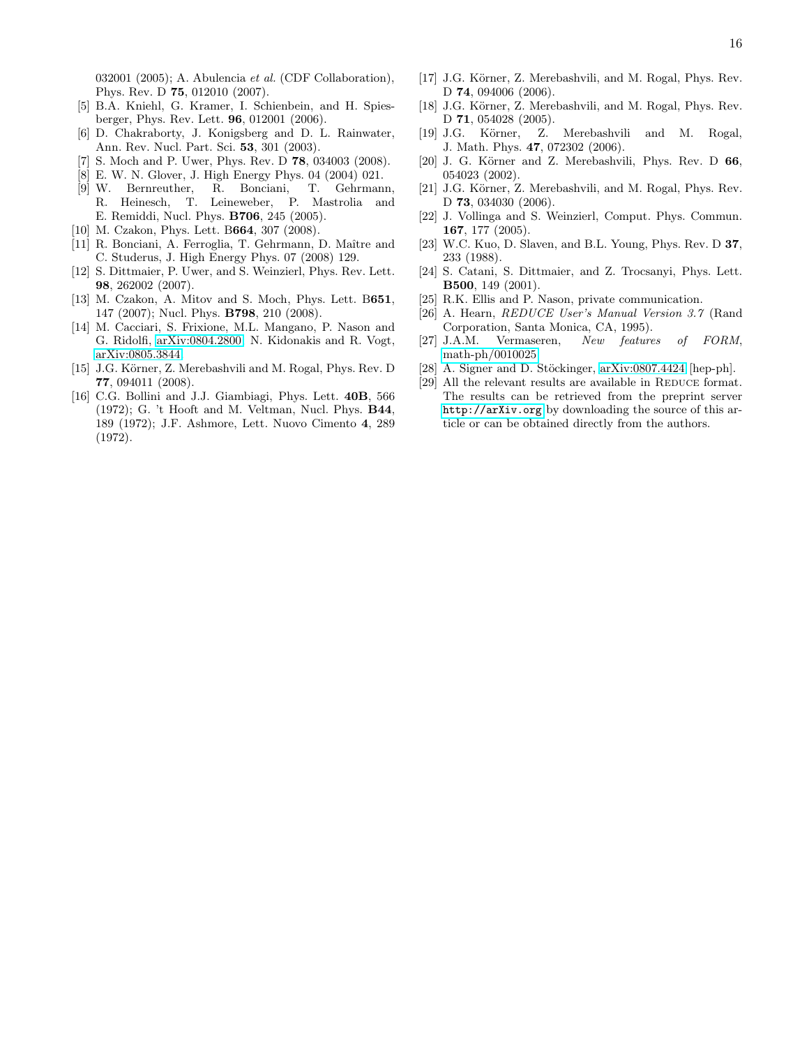032001 (2005); A. Abulencia *et al.* (CDF Collaboration), Phys. Rev. D **75**, 012010 (2007).

[5] B.A. Kniehl, G. Kramer, I. Schienbein, and H. Spiesberger, Phys. Rev. Lett. **96**, 012001 (2006).

[6] D. Chakraborty, J. Konigsberg and D. L. Rainwater, Ann. Rev. Nucl. Part. Sci. **53**, 301 (2003).

[7] S. Moch and P. Uwer, Phys. Rev. D **78**, 034003 (2008).

[8] E. W. N. Glover, J. High Energy Phys. 04 (2004) 021.

[9] W. Bernreuther, R. Bonciani, T. Gehrmann, R. Heinesch, T. Leineweber, P. Mastrolia and E. Remiddi, Nucl. Phys. **B706**, 245 (2005).

[10] M. Czakon, Phys. Lett. B**664**, 307 (2008).

[11] R. Bonciani, A. Ferroglia, T. Gehrmann, D. Maître and C. Studerus, J. High Energy Phys. 07 (2008) 129.

[12] S. Dittmaier, P. Uwer, and S. Weinzierl, Phys. Rev. Lett. **98**, 262002 (2007).

[13] M. Czakon, A. Mitov and S. Moch, Phys. Lett. B**651**, 147 (2007); Nucl. Phys. **B798**, 210 (2008).

[14] M. Cacciari, S. Frixione, M.L. Mangano, P. Nason and G. Ridolfi, arXiv:0804.2800; N. Kidonakis and R. Vogt, arXiv:0805.3844.

[15] J.G. Körner, Z. Merebashvili and M. Rogal, Phys. Rev. D **77**, 094011 (2008).

[16] C.G. Bollini and J.J. Giambiagi, Phys. Lett. **40B**, 566 (1972); G. 't Hooft and M. Veltman, Nucl. Phys. **B44**, 189 (1972); J.F. Ashmore, Lett. Nuovo Cimento **4**, 289 (1972).

[17] J.G. Körner, Z. Merebashvili, and M. Rogal, Phys. Rev. D **74**, 094006 (2006).

[18] J.G. Körner, Z. Merebashvili, and M. Rogal, Phys. Rev. D **71**, 054028 (2005).

[19] J.G. Körner, Z. Merebashvili and M. Rogal, J. Math. Phys. **47**, 072302 (2006).

[20] J. G. Körner and Z. Merebashvili, Phys. Rev. D **66**, 054023 (2002).

[21] J.G. Körner, Z. Merebashvili, and M. Rogal, Phys. Rev. D **73**, 034030 (2006).

[22] J. Vollinga and S. Weinzierl, Comput. Phys. Commun. **167**, 177 (2005).

[23] W.C. Kuo, D. Slaven, and B.L. Young, Phys. Rev. D **37**, 233 (1988).

[24] S. Catani, S. Dittmaier, and Z. Trocsanyi, Phys. Lett. **B500**, 149 (2001).

[25] R.K. Ellis and P. Nason, private communication.

[26] A. Hearn, *REDUCE User's Manual Version 3.7* (Rand Corporation, Santa Monica, CA, 1995).

[27] J.A.M. Vermaseren, *New features of FORM*, math-ph/0010025.

[28] A. Signer and D. Stöckinger, arXiv:0807.4424 [hep-ph].

[29] All the relevant results are available in REDUCE format. The results can be retrieved from the preprint server `http://arXiv.org` by downloading the source of this article or can be obtained directly from the authors.